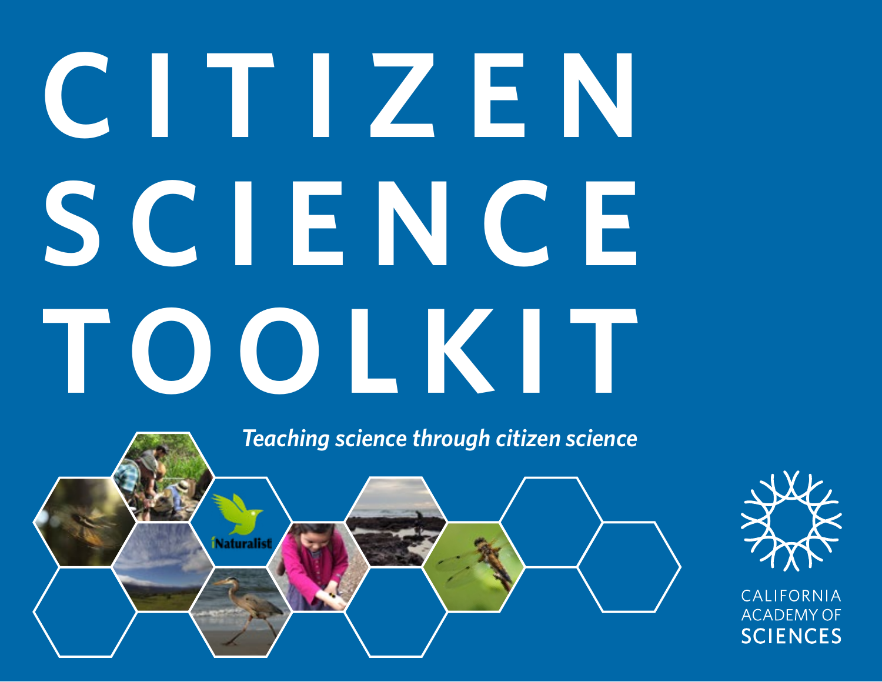# CITIZEN SCIENCE TOOLKIT

***Teaching science through citizen science***

CALIFORNIA ACADEMY OF SCIENCES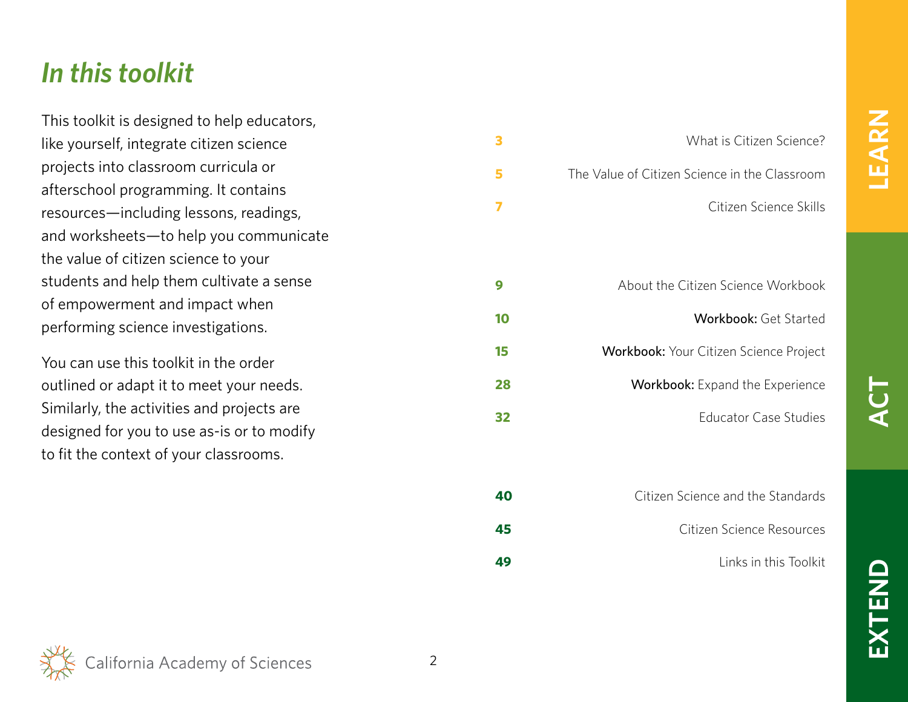# *In this toolkit*

This toolkit is designed to help educators, like yourself, integrate citizen science projects into classroom curricula or afterschool programming. It contains resources—including lessons, readings, and worksheets—to help you communicate the value of citizen science to your students and help them cultivate a sense of empowerment and impact when performing science investigations.

You can use this toolkit in the order outlined or adapt it to meet your needs. Similarly, the activities and projects are designed for you to use as-is or to modify to fit the context of your classrooms.

## LEARN

| Page | Section |
|---|---|
| 3 | What is Citizen Science? |
| 5 | The Value of Citizen Science in the Classroom |
| 7 | Citizen Science Skills |

## ACT

| Page | Section |
|---|---|
| 9 | About the Citizen Science Workbook |
| 10 | **Workbook:** Get Started |
| 15 | **Workbook:** Your Citizen Science Project |
| 28 | **Workbook:** Expand the Experience |
| 32 | Educator Case Studies |

## EXTEND

| Page | Section |
|---|---|
| 40 | Citizen Science and the Standards |
| 45 | Citizen Science Resources |
| 49 | Links in this Toolkit |

California Academy of Sciences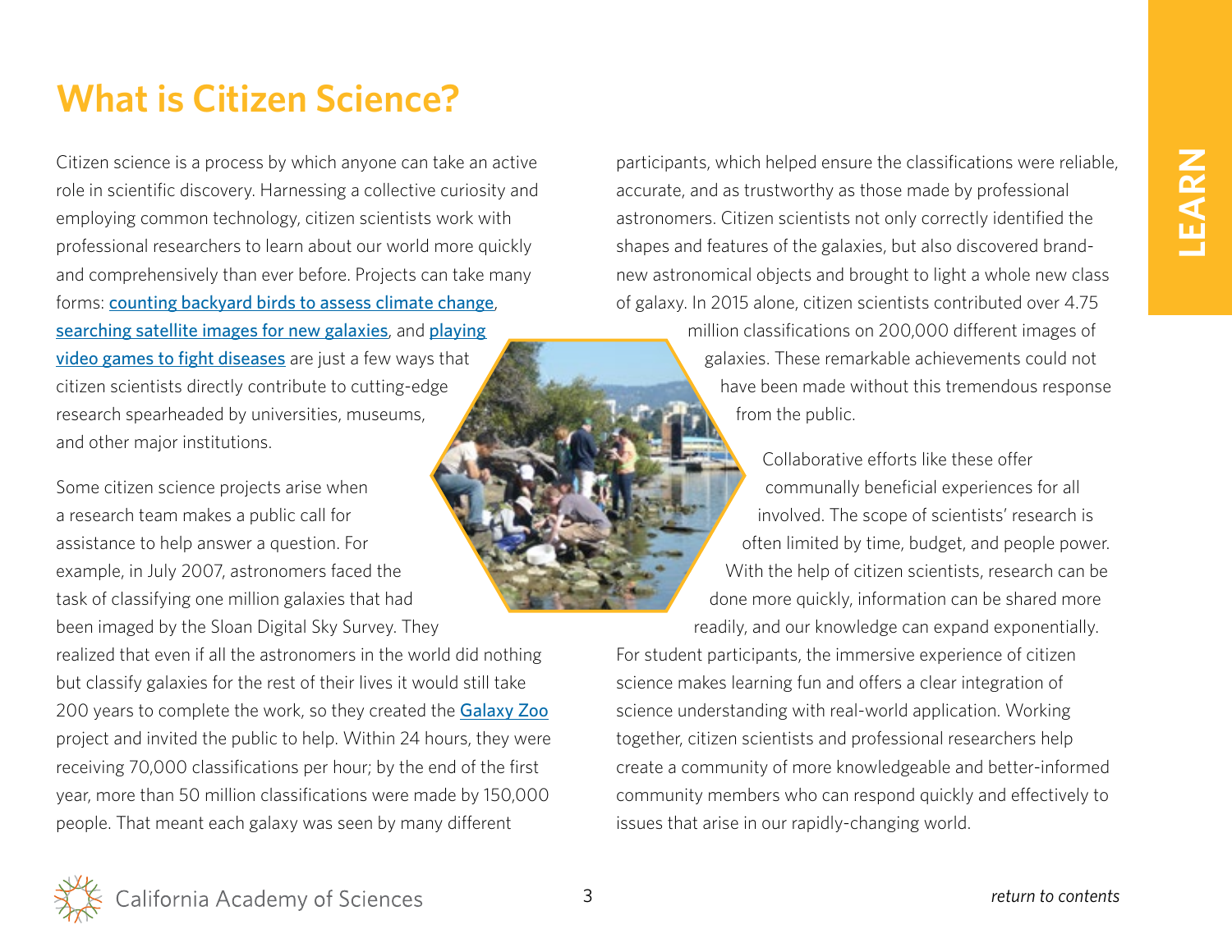# What is Citizen Science?

Citizen science is a process by which anyone can take an active role in scientific discovery. Harnessing a collective curiosity and employing common technology, citizen scientists work with professional researchers to learn about our world more quickly and comprehensively than ever before. Projects can take many forms: counting backyard birds to assess climate change, searching satellite images for new galaxies, and playing video games to fight diseases are just a few ways that citizen scientists directly contribute to cutting-edge research spearheaded by universities, museums, and other major institutions.

Some citizen science projects arise when a research team makes a public call for assistance to help answer a question. For example, in July 2007, astronomers faced the task of classifying one million galaxies that had been imaged by the Sloan Digital Sky Survey. They realized that even if all the astronomers in the world did nothing but classify galaxies for the rest of their lives it would still take 200 years to complete the work, so they created the Galaxy Zoo project and invited the public to help. Within 24 hours, they were receiving 70,000 classifications per hour; by the end of the first year, more than 50 million classifications were made by 150,000 people. That meant each galaxy was seen by many different participants, which helped ensure the classifications were reliable, accurate, and as trustworthy as those made by professional astronomers. Citizen scientists not only correctly identified the shapes and features of the galaxies, but also discovered brand-new astronomical objects and brought to light a whole new class of galaxy. In 2015 alone, citizen scientists contributed over 4.75 million classifications on 200,000 different images of galaxies. These remarkable achievements could not have been made without this tremendous response from the public.

Collaborative efforts like these offer communally beneficial experiences for all involved. The scope of scientists' research is often limited by time, budget, and people power. With the help of citizen scientists, research can be done more quickly, information can be shared more readily, and our knowledge can expand exponentially. For student participants, the immersive experience of citizen science makes learning fun and offers a clear integration of science understanding with real-world application. Working together, citizen scientists and professional researchers help create a community of more knowledgeable and better-informed community members who can respond quickly and effectively to issues that arise in our rapidly-changing world.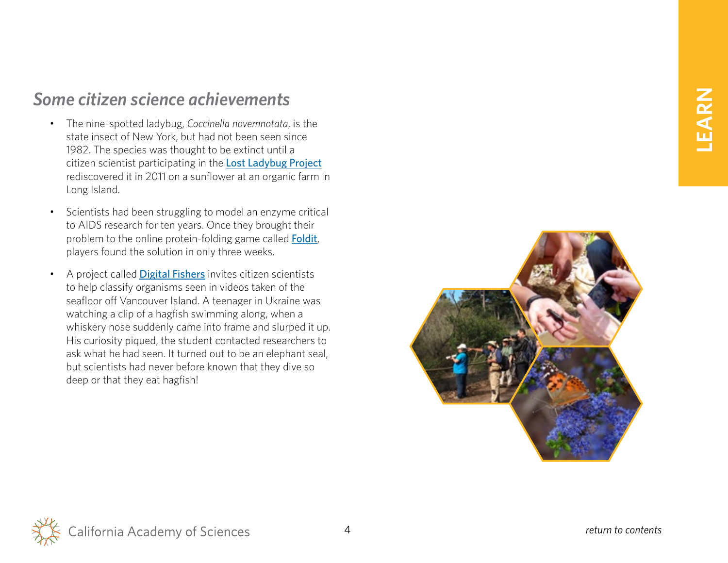## *Some citizen science achievements*

- The nine-spotted ladybug, *Coccinella novemnotata*, is the state insect of New York, but had not been seen since 1982. The species was thought to be extinct until a citizen scientist participating in the Lost Ladybug Project rediscovered it in 2011 on a sunflower at an organic farm in Long Island.
- Scientists had been struggling to model an enzyme critical to AIDS research for ten years. Once they brought their problem to the online protein-folding game called Foldit, players found the solution in only three weeks.
- A project called Digital Fishers invites citizen scientists to help classify organisms seen in videos taken of the seafloor off Vancouver Island. A teenager in Ukraine was watching a clip of a hagfish swimming along, when a whiskery nose suddenly came into frame and slurped it up. His curiosity piqued, the student contacted researchers to ask what he had seen. It turned out to be an elephant seal, but scientists had never before known that they dive so deep or that they eat hagfish!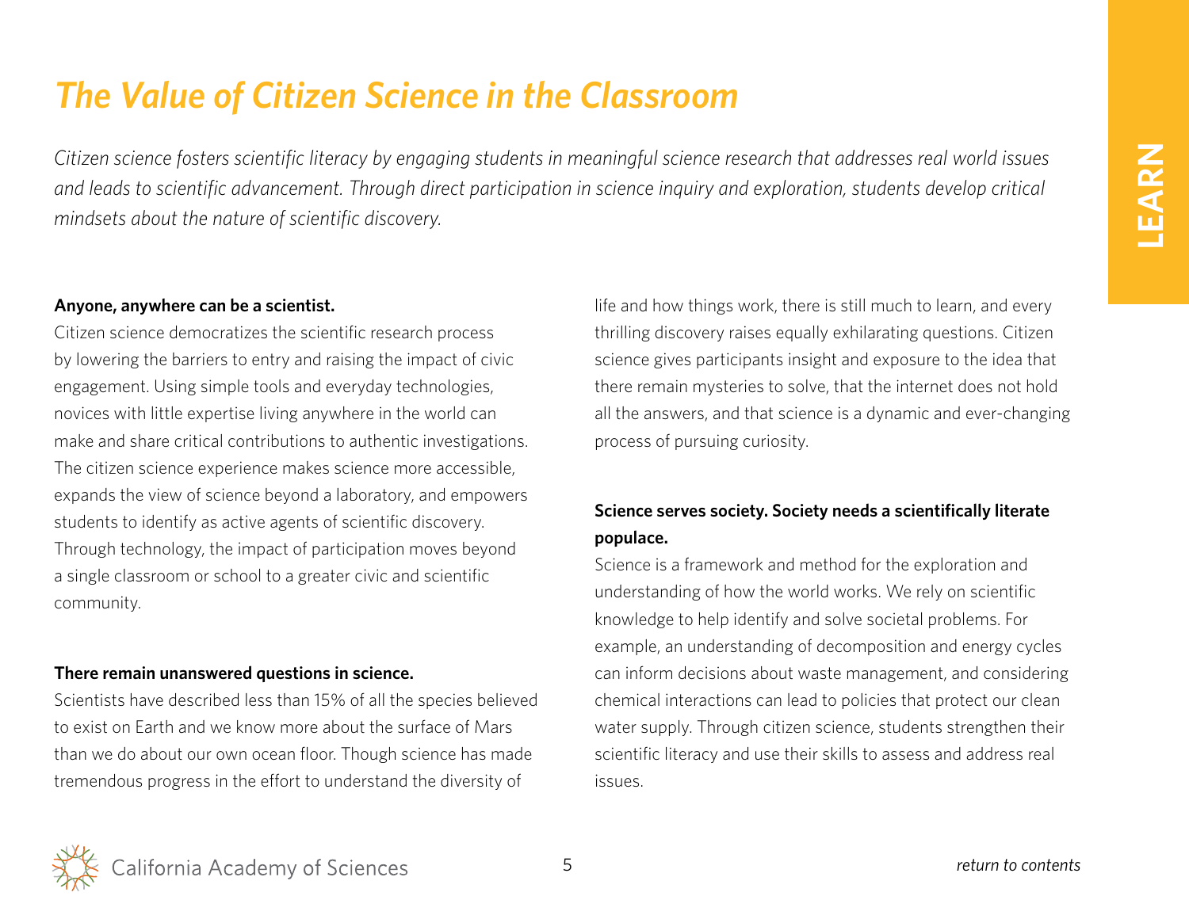# *The Value of Citizen Science in the Classroom*

*Citizen science fosters scientific literacy by engaging students in meaningful science research that addresses real world issues and leads to scientific advancement. Through direct participation in science inquiry and exploration, students develop critical mindsets about the nature of scientific discovery.*

**Anyone, anywhere can be a scientist.**

Citizen science democratizes the scientific research process by lowering the barriers to entry and raising the impact of civic engagement. Using simple tools and everyday technologies, novices with little expertise living anywhere in the world can make and share critical contributions to authentic investigations. The citizen science experience makes science more accessible, expands the view of science beyond a laboratory, and empowers students to identify as active agents of scientific discovery. Through technology, the impact of participation moves beyond a single classroom or school to a greater civic and scientific community.

**There remain unanswered questions in science.**

Scientists have described less than 15% of all the species believed to exist on Earth and we know more about the surface of Mars than we do about our own ocean floor. Though science has made tremendous progress in the effort to understand the diversity of life and how things work, there is still much to learn, and every thrilling discovery raises equally exhilarating questions. Citizen science gives participants insight and exposure to the idea that there remain mysteries to solve, that the internet does not hold all the answers, and that science is a dynamic and ever-changing process of pursuing curiosity.

**Science serves society. Society needs a scientifically literate populace.**

Science is a framework and method for the exploration and understanding of how the world works. We rely on scientific knowledge to help identify and solve societal problems. For example, an understanding of decomposition and energy cycles can inform decisions about waste management, and considering chemical interactions can lead to policies that protect our clean water supply. Through citizen science, students strengthen their scientific literacy and use their skills to assess and address real issues.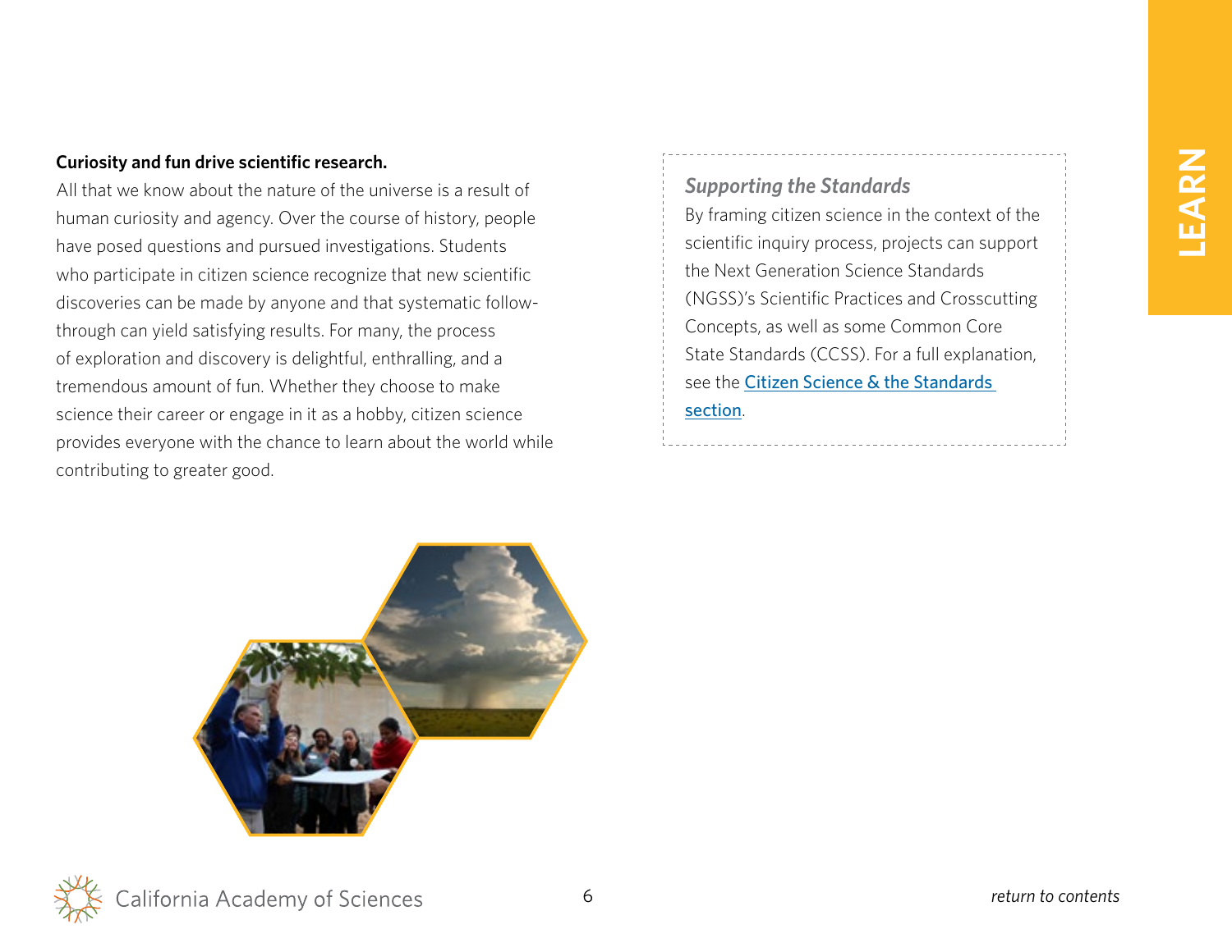**Curiosity and fun drive scientific research.**

All that we know about the nature of the universe is a result of human curiosity and agency. Over the course of history, people have posed questions and pursued investigations. Students who participate in citizen science recognize that new scientific discoveries can be made by anyone and that systematic follow-through can yield satisfying results. For many, the process of exploration and discovery is delightful, enthralling, and a tremendous amount of fun. Whether they choose to make science their career or engage in it as a hobby, citizen science provides everyone with the chance to learn about the world while contributing to greater good.

### *Supporting the Standards*

By framing citizen science in the context of the scientific inquiry process, projects can support the Next Generation Science Standards (NGSS)'s Scientific Practices and Crosscutting Concepts, as well as some Common Core State Standards (CCSS). For a full explanation, see the Citizen Science & the Standards section.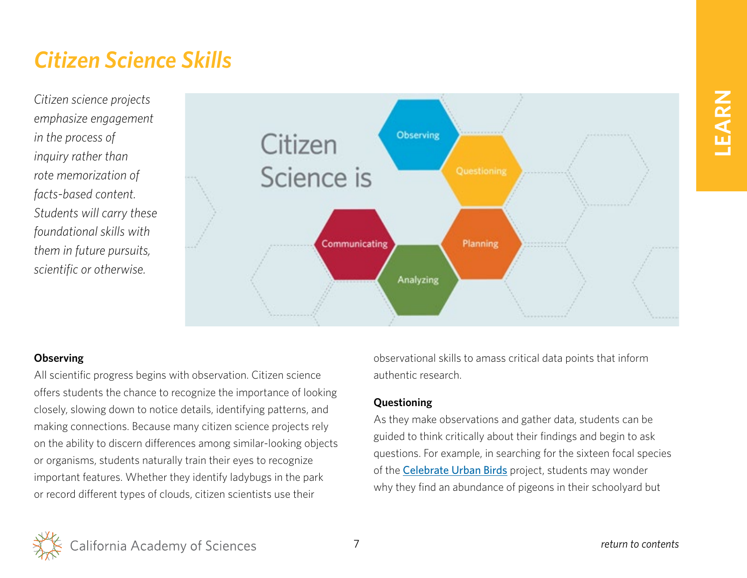# Citizen Science Skills

*Citizen science projects emphasize engagement in the process of inquiry rather than rote memorization of facts-based content. Students will carry these foundational skills with them in future pursuits, scientific or otherwise.*

Citizen Science is

Observing

Questioning

Planning

Analyzing

Communicating

**Observing**

All scientific progress begins with observation. Citizen science offers students the chance to recognize the importance of looking closely, slowing down to notice details, identifying patterns, and making connections. Because many citizen science projects rely on the ability to discern differences among similar-looking objects or organisms, students naturally train their eyes to recognize important features. Whether they identify ladybugs in the park or record different types of clouds, citizen scientists use their observational skills to amass critical data points that inform authentic research.

**Questioning**

As they make observations and gather data, students can be guided to think critically about their findings and begin to ask questions. For example, in searching for the sixteen focal species of the Celebrate Urban Birds project, students may wonder why they find an abundance of pigeons in their schoolyard but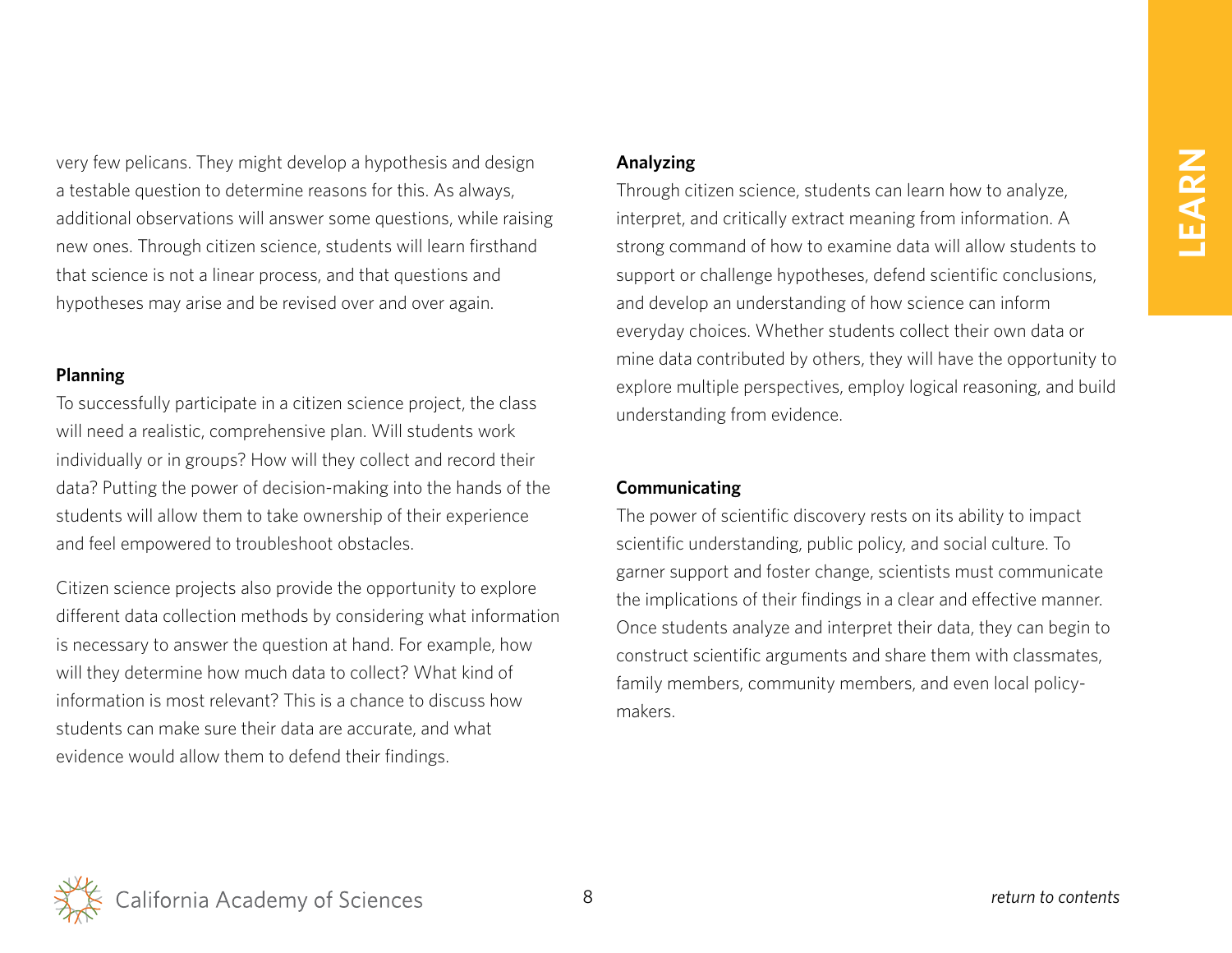very few pelicans. They might develop a hypothesis and design a testable question to determine reasons for this. As always, additional observations will answer some questions, while raising new ones. Through citizen science, students will learn firsthand that science is not a linear process, and that questions and hypotheses may arise and be revised over and over again.

**Planning**

To successfully participate in a citizen science project, the class will need a realistic, comprehensive plan. Will students work individually or in groups? How will they collect and record their data? Putting the power of decision-making into the hands of the students will allow them to take ownership of their experience and feel empowered to troubleshoot obstacles.

Citizen science projects also provide the opportunity to explore different data collection methods by considering what information is necessary to answer the question at hand. For example, how will they determine how much data to collect? What kind of information is most relevant? This is a chance to discuss how students can make sure their data are accurate, and what evidence would allow them to defend their findings.

**Analyzing**

Through citizen science, students can learn how to analyze, interpret, and critically extract meaning from information. A strong command of how to examine data will allow students to support or challenge hypotheses, defend scientific conclusions, and develop an understanding of how science can inform everyday choices. Whether students collect their own data or mine data contributed by others, they will have the opportunity to explore multiple perspectives, employ logical reasoning, and build understanding from evidence.

**Communicating**

The power of scientific discovery rests on its ability to impact scientific understanding, public policy, and social culture. To garner support and foster change, scientists must communicate the implications of their findings in a clear and effective manner. Once students analyze and interpret their data, they can begin to construct scientific arguments and share them with classmates, family members, community members, and even local policy-makers.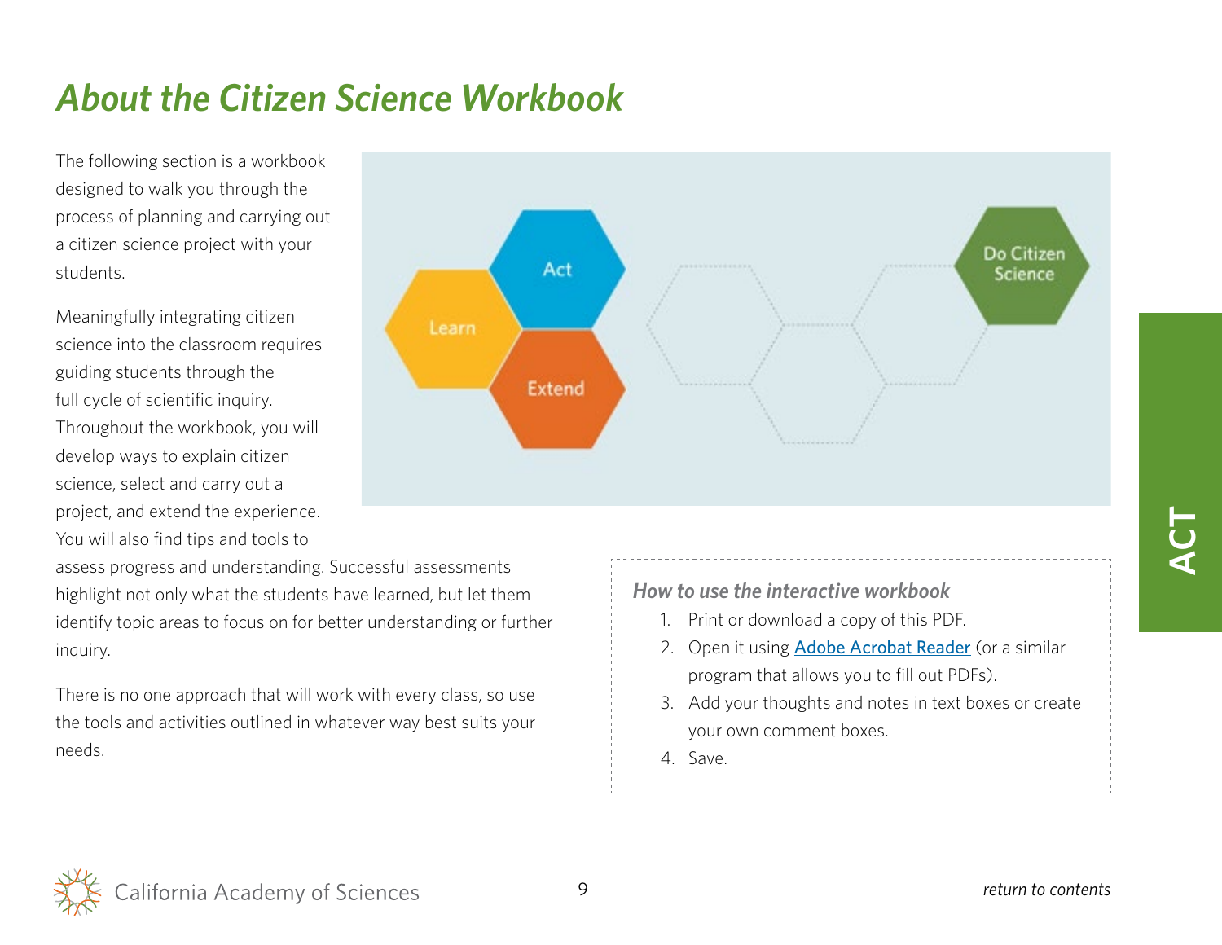# *About the Citizen Science Workbook*

The following section is a workbook designed to walk you through the process of planning and carrying out a citizen science project with your students.

Meaningfully integrating citizen science into the classroom requires guiding students through the full cycle of scientific inquiry. Throughout the workbook, you will develop ways to explain citizen science, select and carry out a project, and extend the experience. You will also find tips and tools to assess progress and understanding. Successful assessments highlight not only what the students have learned, but let them identify topic areas to focus on for better understanding or further inquiry.

There is no one approach that will work with every class, so use the tools and activities outlined in whatever way best suits your needs.

Learn | Act | Extend | Do Citizen Science

### *How to use the interactive workbook*

1. Print or download a copy of this PDF.
2. Open it using [Adobe Acrobat Reader] (or a similar program that allows you to fill out PDFs).
3. Add your thoughts and notes in text boxes or create your own comment boxes.
4. Save.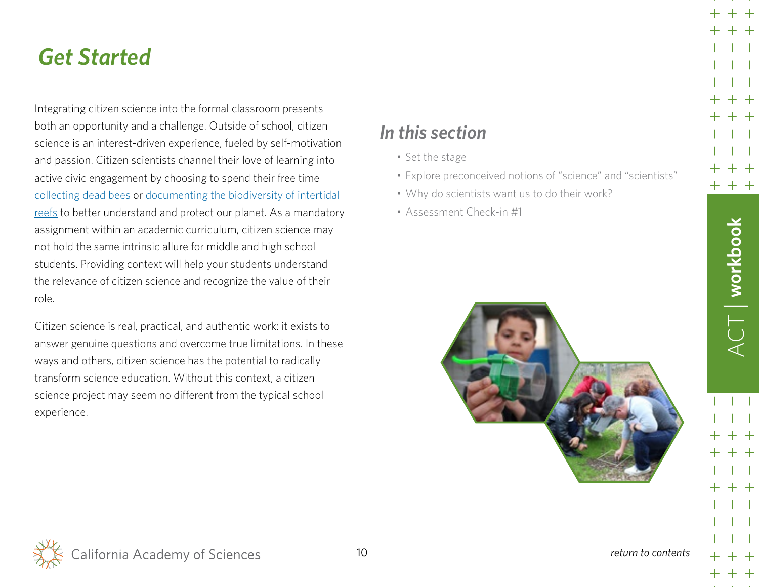# Get Started

Integrating citizen science into the formal classroom presents both an opportunity and a challenge. Outside of school, citizen science is an interest-driven experience, fueled by self-motivation and passion. Citizen scientists channel their love of learning into active civic engagement by choosing to spend their free time collecting dead bees or documenting the biodiversity of intertidal reefs to better understand and protect our planet. As a mandatory assignment within an academic curriculum, citizen science may not hold the same intrinsic allure for middle and high school students. Providing context will help your students understand the relevance of citizen science and recognize the value of their role.

Citizen science is real, practical, and authentic work: it exists to answer genuine questions and overcome true limitations. In these ways and others, citizen science has the potential to radically transform science education. Without this context, a citizen science project may seem no different from the typical school experience.

## In this section

- Set the stage
- Explore preconceived notions of "science" and "scientists"
- Why do scientists want us to do their work?
- Assessment Check-in #1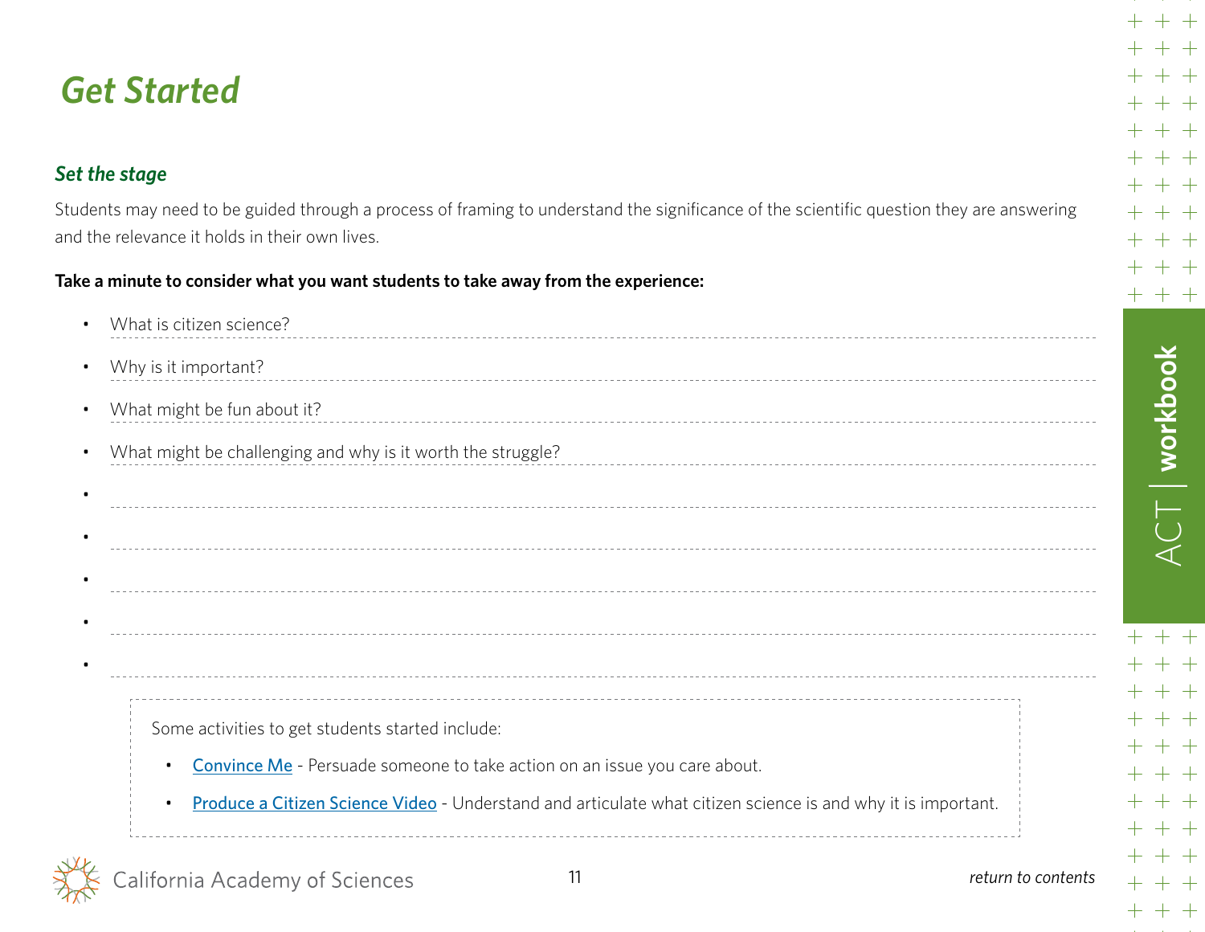# *Get Started*

### *Set the stage*

Students may need to be guided through a process of framing to understand the significance of the scientific question they are answering and the relevance it holds in their own lives.

**Take a minute to consider what you want students to take away from the experience:**

- What is citizen science?
- Why is it important?
- What might be fun about it?
- What might be challenging and why is it worth the struggle?
- 
- 
- 
- 
- 

Some activities to get students started include:

- Convince Me - Persuade someone to take action on an issue you care about.
- Produce a Citizen Science Video - Understand and articulate what citizen science is and why it is important.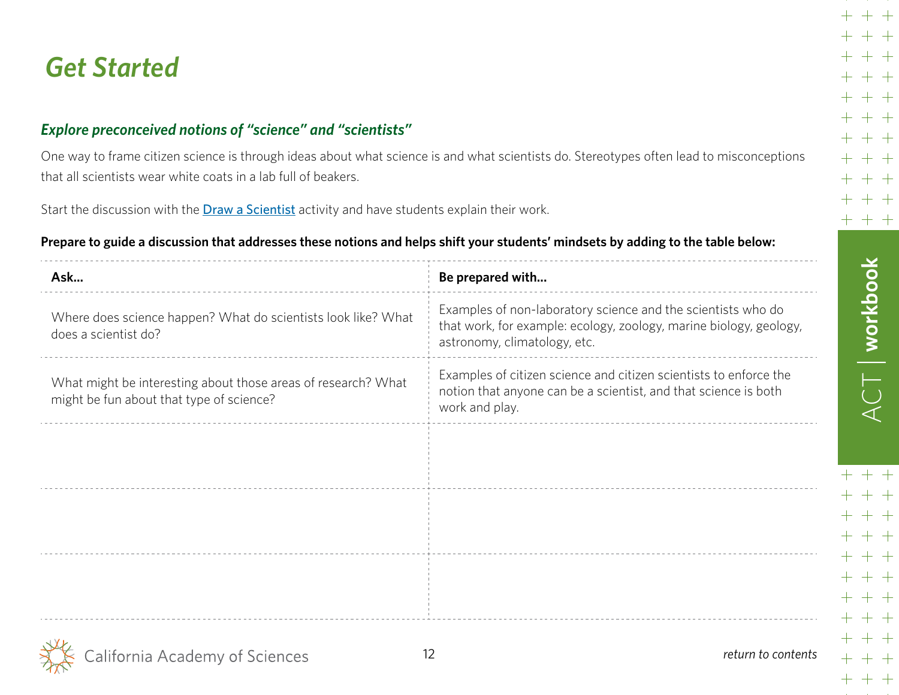# Get Started

### *Explore preconceived notions of "science" and "scientists"*

One way to frame citizen science is through ideas about what science is and what scientists do. Stereotypes often lead to misconceptions that all scientists wear white coats in a lab full of beakers.

Start the discussion with the [Draw a Scientist] activity and have students explain their work.

**Prepare to guide a discussion that addresses these notions and helps shift your students' mindsets by adding to the table below:**

| Ask... | Be prepared with... |
| --- | --- |
| Where does science happen? What do scientists look like? What does a scientist do? | Examples of non-laboratory science and the scientists who do that work, for example: ecology, zoology, marine biology, geology, astronomy, climatology, etc. |
| What might be interesting about those areas of research? What might be fun about that type of science? | Examples of citizen science and citizen scientists to enforce the notion that anyone can be a scientist, and that science is both work and play. |
| | |
| | |
| | |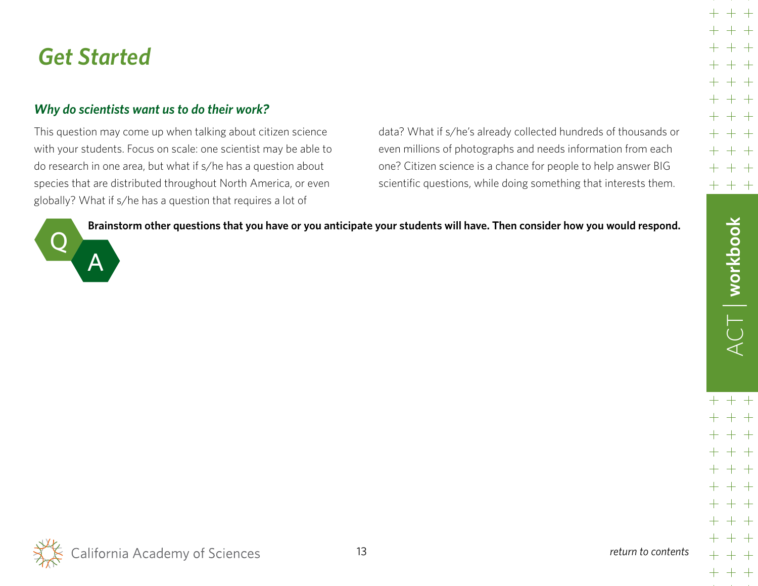# Get Started

### *Why do scientists want us to do their work?*

This question may come up when talking about citizen science with your students. Focus on scale: one scientist may be able to do research in one area, but what if s/he has a question about species that are distributed throughout North America, or even globally? What if s/he has a question that requires a lot of data? What if s/he's already collected hundreds of thousands or even millions of photographs and needs information from each one? Citizen science is a chance for people to help answer BIG scientific questions, while doing something that interests them.

Q A

**Brainstorm other questions that you have or you anticipate your students will have. Then consider how you would respond.**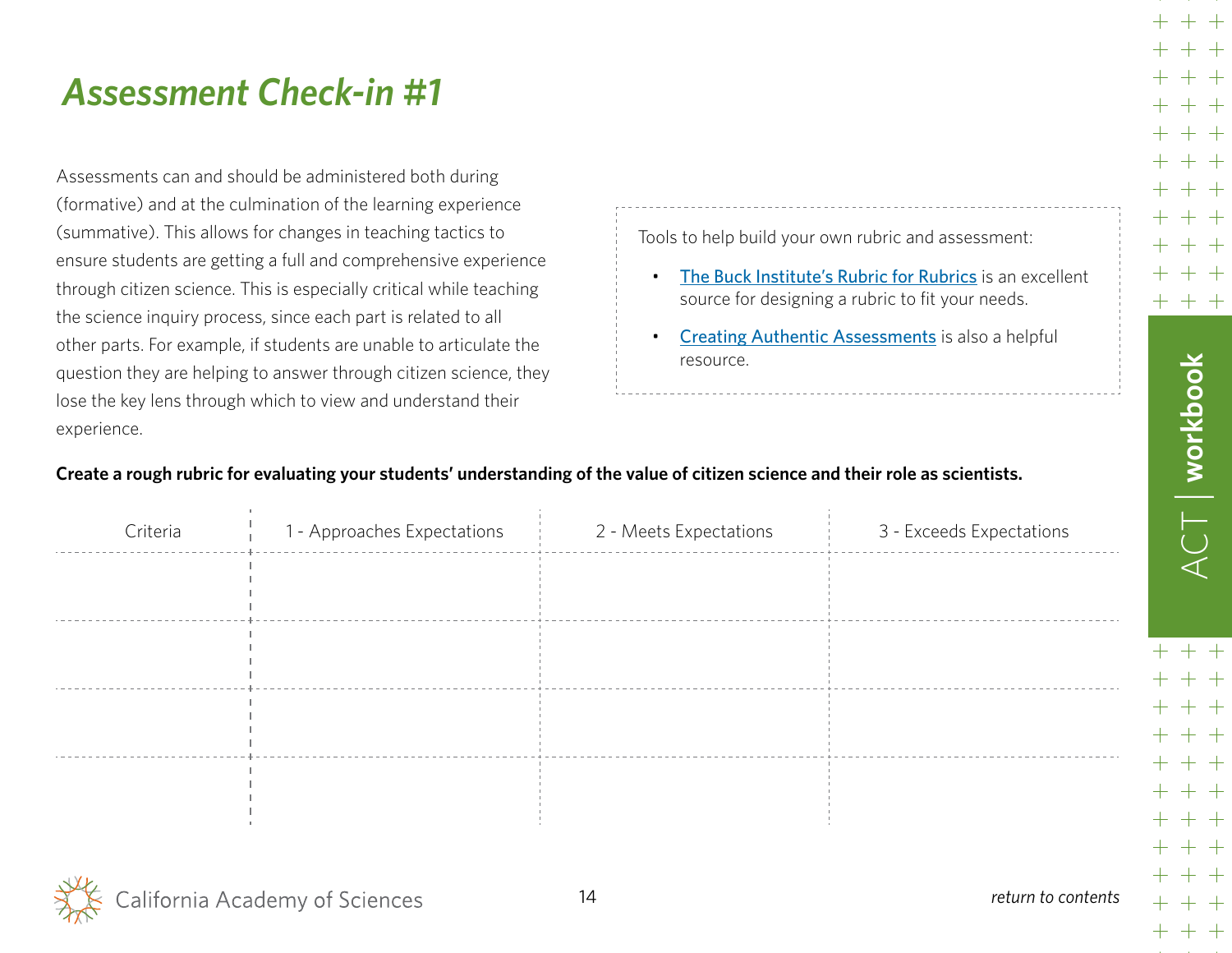# Assessment Check-in #1

Assessments can and should be administered both during (formative) and at the culmination of the learning experience (summative). This allows for changes in teaching tactics to ensure students are getting a full and comprehensive experience through citizen science. This is especially critical while teaching the science inquiry process, since each part is related to all other parts. For example, if students are unable to articulate the question they are helping to answer through citizen science, they lose the key lens through which to view and understand their experience.

Tools to help build your own rubric and assessment:

- The Buck Institute's Rubric for Rubrics is an excellent source for designing a rubric to fit your needs.
- Creating Authentic Assessments is also a helpful resource.

**Create a rough rubric for evaluating your students' understanding of the value of citizen science and their role as scientists.**

| Criteria | 1 - Approaches Expectations | 2 - Meets Expectations | 3 - Exceeds Expectations |
|---|---|---|---|
| | | | |
| | | | |
| | | | |
| | | | |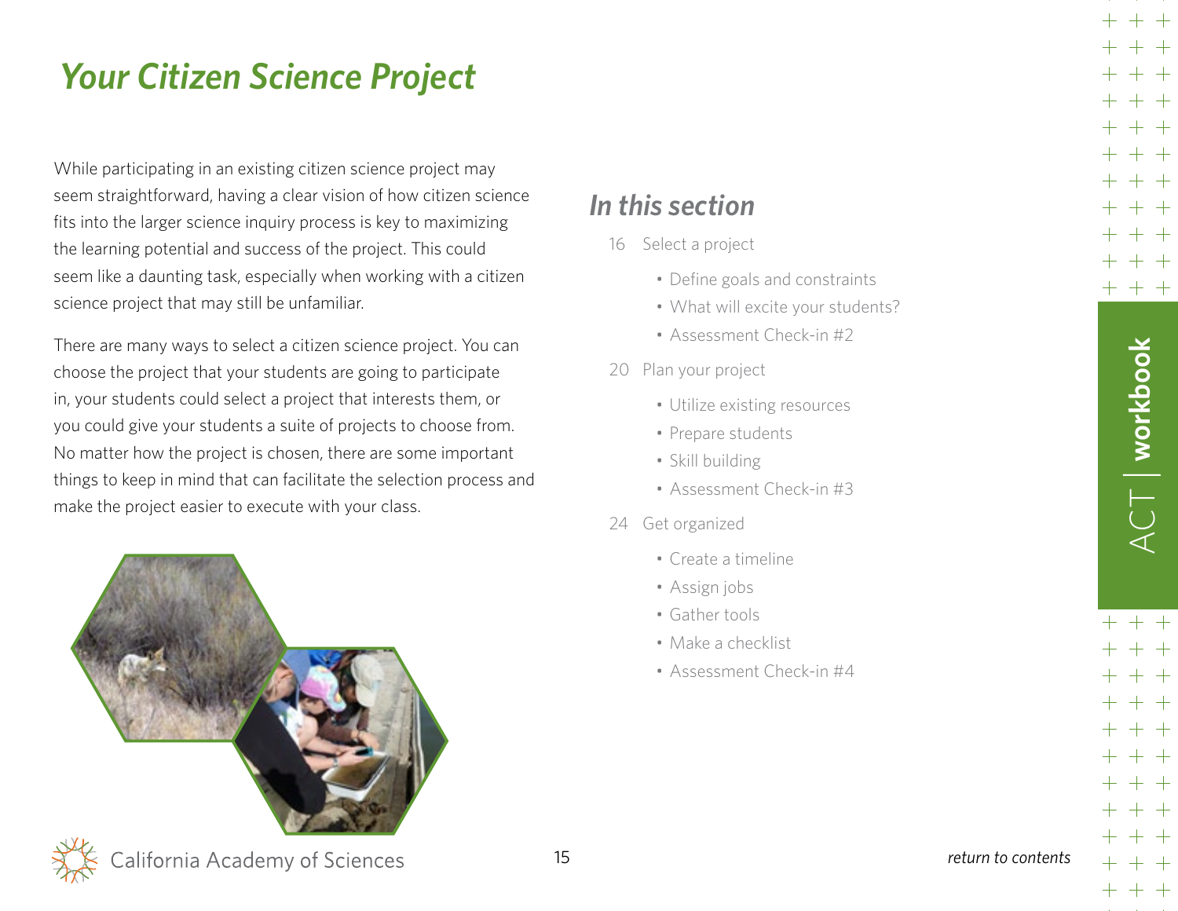# Your Citizen Science Project

While participating in an existing citizen science project may seem straightforward, having a clear vision of how citizen science fits into the larger science inquiry process is key to maximizing the learning potential and success of the project. This could seem like a daunting task, especially when working with a citizen science project that may still be unfamiliar.

There are many ways to select a citizen science project. You can choose the project that your students are going to participate in, your students could select a project that interests them, or you could give your students a suite of projects to choose from. No matter how the project is chosen, there are some important things to keep in mind that can facilitate the selection process and make the project easier to execute with your class.

## In this section

16 Select a project

- Define goals and constraints
- What will excite your students?
- Assessment Check-in #2

20 Plan your project

- Utilize existing resources
- Prepare students
- Skill building
- Assessment Check-in #3

24 Get organized

- Create a timeline
- Assign jobs
- Gather tools
- Make a checklist
- Assessment Check-in #4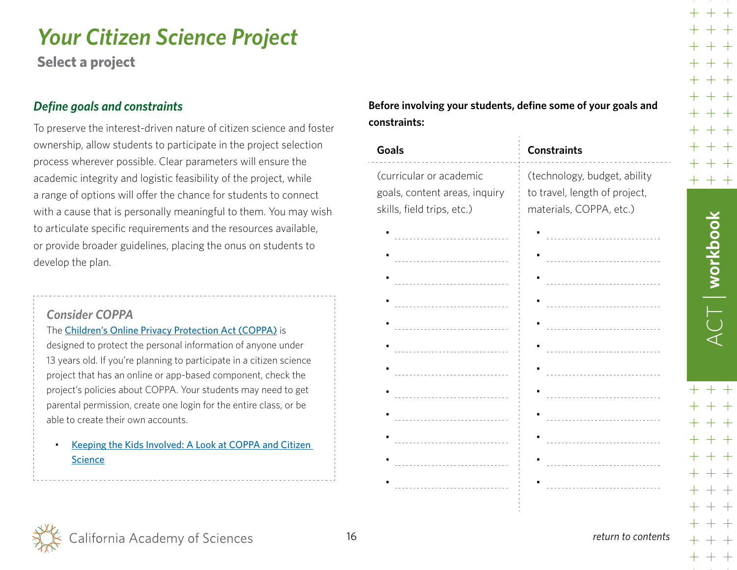# Your Citizen Science Project

## Select a project

### *Define goals and constraints*

To preserve the interest-driven nature of citizen science and foster ownership, allow students to participate in the project selection process wherever possible. Clear parameters will ensure the academic integrity and logistic feasibility of the project, while a range of options will offer the chance for students to connect with a cause that is personally meaningful to them. You may wish to articulate specific requirements and the resources available, or provide broader guidelines, placing the onus on students to develop the plan.

> ***Consider COPPA***
>
> The [Children's Online Privacy Protection Act (COPPA)]() is designed to protect the personal information of anyone under 13 years old. If you're planning to participate in a citizen science project that has an online or app-based component, check the project's policies about COPPA. Your students may need to get parental permission, create one login for the entire class, or be able to create their own accounts.
>
> - [Keeping the Kids Involved: A Look at COPPA and Citizen Science]()

**Before involving your students, define some of your goals and constraints:**

| Goals | Constraints |
|---|---|
| (curricular or academic goals, content areas, inquiry skills, field trips, etc.) | (technology, budget, ability to travel, length of project, materials, COPPA, etc.) |
| • ____________ | • ____________ |
| • ____________ | • ____________ |
| • ____________ | • ____________ |
| • ____________ | • ____________ |
| • ____________ | • ____________ |
| • ____________ | • ____________ |
| • ____________ | • ____________ |
| • ____________ | • ____________ |
| • ____________ | • ____________ |
| • ____________ | • ____________ |
| • ____________ | • ____________ |
| • ____________ | • ____________ |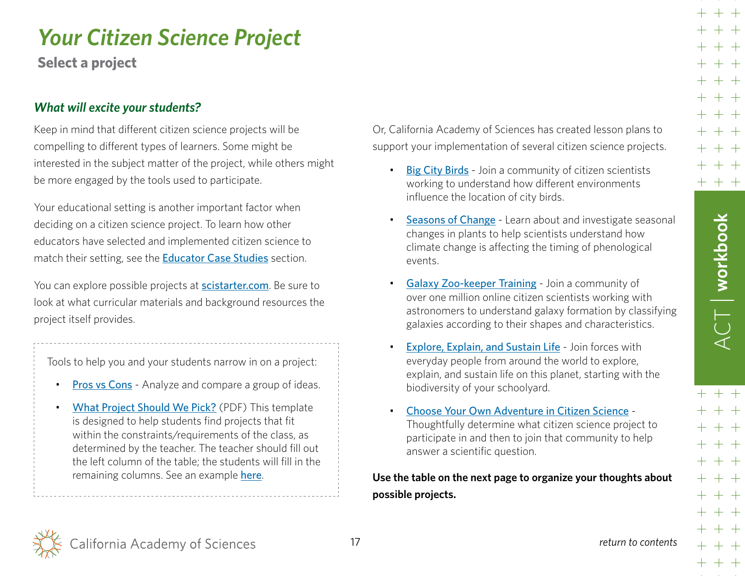# *Your Citizen Science Project*

## Select a project

### *What will excite your students?*

Keep in mind that different citizen science projects will be compelling to different types of learners. Some might be interested in the subject matter of the project, while others might be more engaged by the tools used to participate.

Your educational setting is another important factor when deciding on a citizen science project. To learn how other educators have selected and implemented citizen science to match their setting, see the Educator Case Studies section.

You can explore possible projects at scistarter.com. Be sure to look at what curricular materials and background resources the project itself provides.

Tools to help you and your students narrow in on a project:

- Pros vs Cons - Analyze and compare a group of ideas.
- What Project Should We Pick? (PDF) This template is designed to help students find projects that fit within the constraints/requirements of the class, as determined by the teacher. The teacher should fill out the left column of the table; the students will fill in the remaining columns. See an example here.

Or, California Academy of Sciences has created lesson plans to support your implementation of several citizen science projects.

- Big City Birds - Join a community of citizen scientists working to understand how different environments influence the location of city birds.
- Seasons of Change - Learn about and investigate seasonal changes in plants to help scientists understand how climate change is affecting the timing of phenological events.
- Galaxy Zoo-keeper Training - Join a community of over one million online citizen scientists working with astronomers to understand galaxy formation by classifying galaxies according to their shapes and characteristics.
- Explore, Explain, and Sustain Life - Join forces with everyday people from around the world to explore, explain, and sustain life on this planet, starting with the biodiversity of your schoolyard.
- Choose Your Own Adventure in Citizen Science - Thoughtfully determine what citizen science project to participate in and then to join that community to help answer a scientific question.

**Use the table on the next page to organize your thoughts about possible projects.**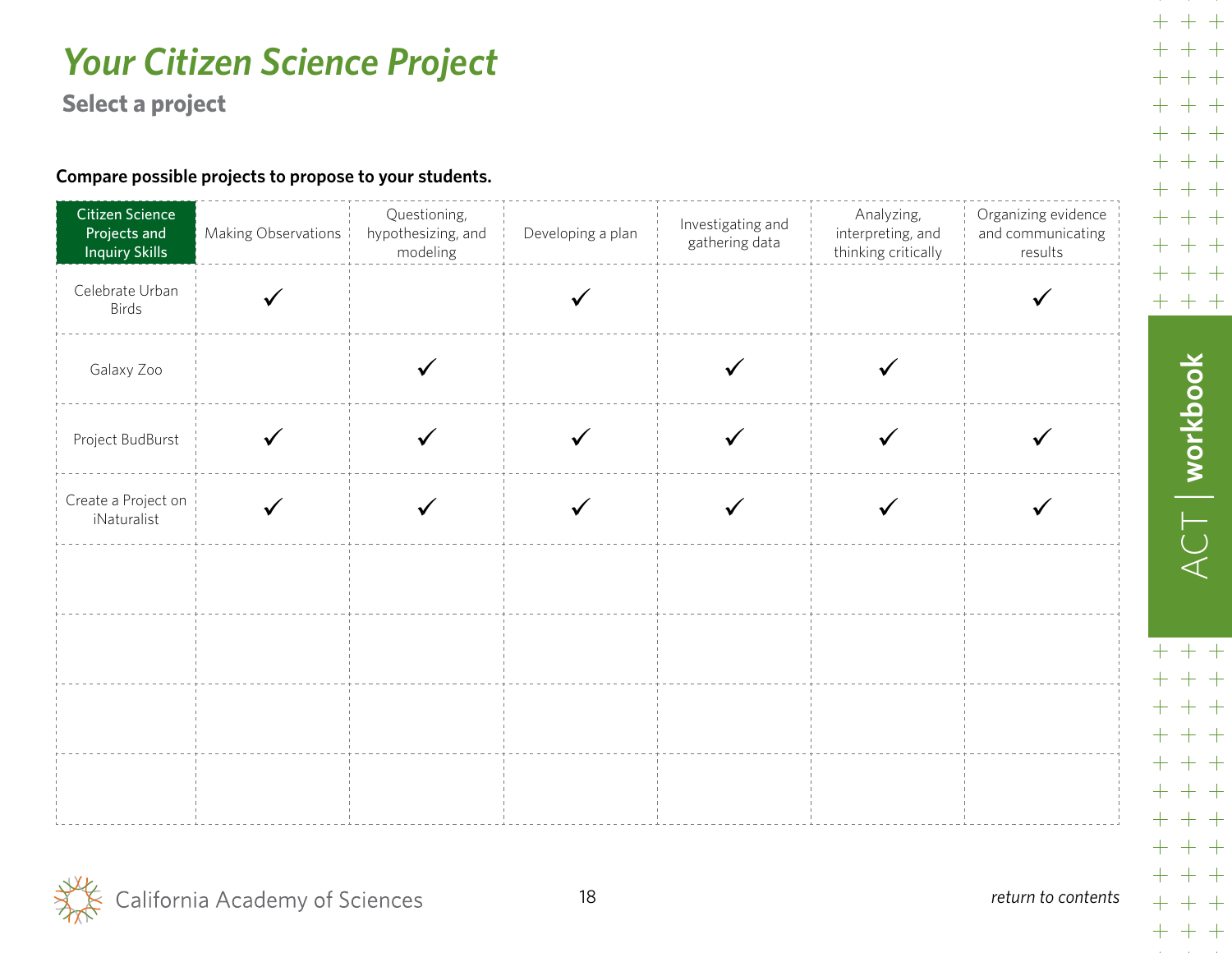# Your Citizen Science Project

## Select a project

**Compare possible projects to propose to your students.**

| Citizen Science Projects and Inquiry Skills | Making Observations | Questioning, hypothesizing, and modeling | Developing a plan | Investigating and gathering data | Analyzing, interpreting, and thinking critically | Organizing evidence and communicating results |
|---|---|---|---|---|---|---|
| Celebrate Urban Birds | ✓ | | ✓ | | | ✓ |
| Galaxy Zoo | | ✓ | | ✓ | ✓ | |
| Project BudBurst | ✓ | ✓ | ✓ | ✓ | ✓ | ✓ |
| Create a Project on iNaturalist | ✓ | ✓ | ✓ | ✓ | ✓ | ✓ |
| | | | | | | |
| | | | | | | |
| | | | | | | |
| | | | | | | |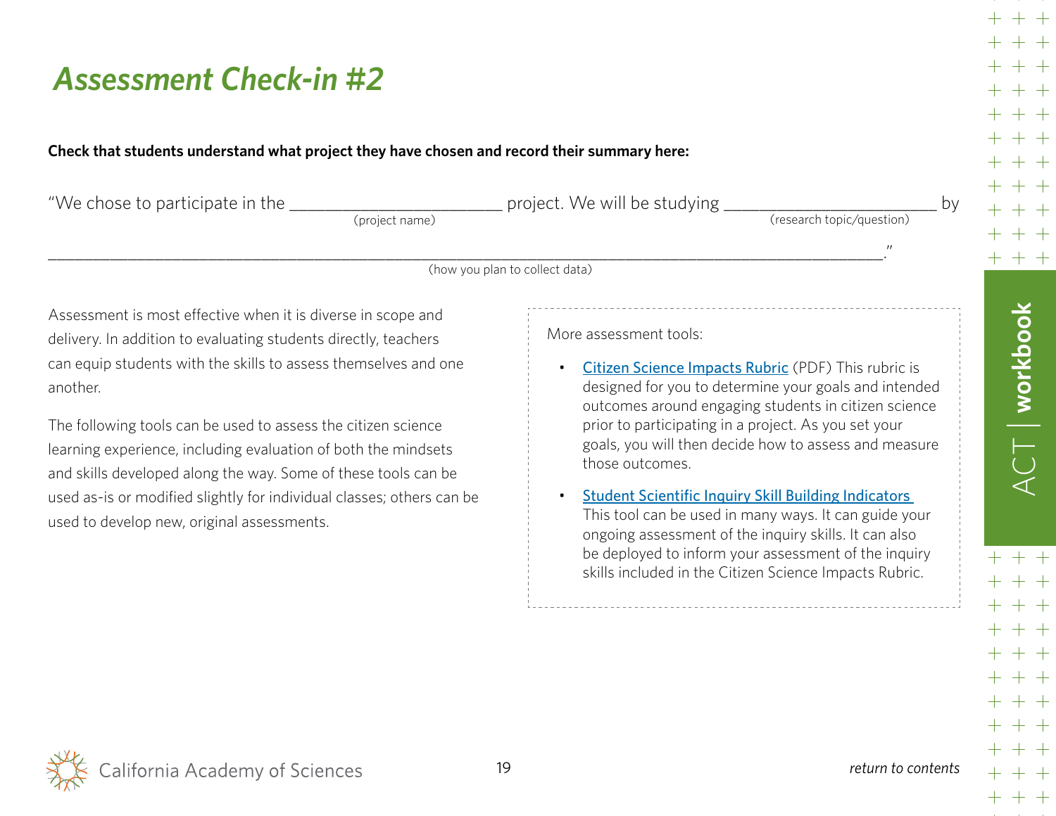# Assessment Check-in #2

**Check that students understand what project they have chosen and record their summary here:**

"We chose to participate in the ________________________ project. We will be studying ________________________ by
(project name) (research topic/question)

________________________________________________________________________________________."
(how you plan to collect data)

Assessment is most effective when it is diverse in scope and delivery. In addition to evaluating students directly, teachers can equip students with the skills to assess themselves and one another.

The following tools can be used to assess the citizen science learning experience, including evaluation of both the mindsets and skills developed along the way. Some of these tools can be used as-is or modified slightly for individual classes; others can be used to develop new, original assessments.

More assessment tools:

- Citizen Science Impacts Rubric (PDF) This rubric is designed for you to determine your goals and intended outcomes around engaging students in citizen science prior to participating in a project. As you set your goals, you will then decide how to assess and measure those outcomes.
- Student Scientific Inquiry Skill Building Indicators This tool can be used in many ways. It can guide your ongoing assessment of the inquiry skills. It can also be deployed to inform your assessment of the inquiry skills included in the Citizen Science Impacts Rubric.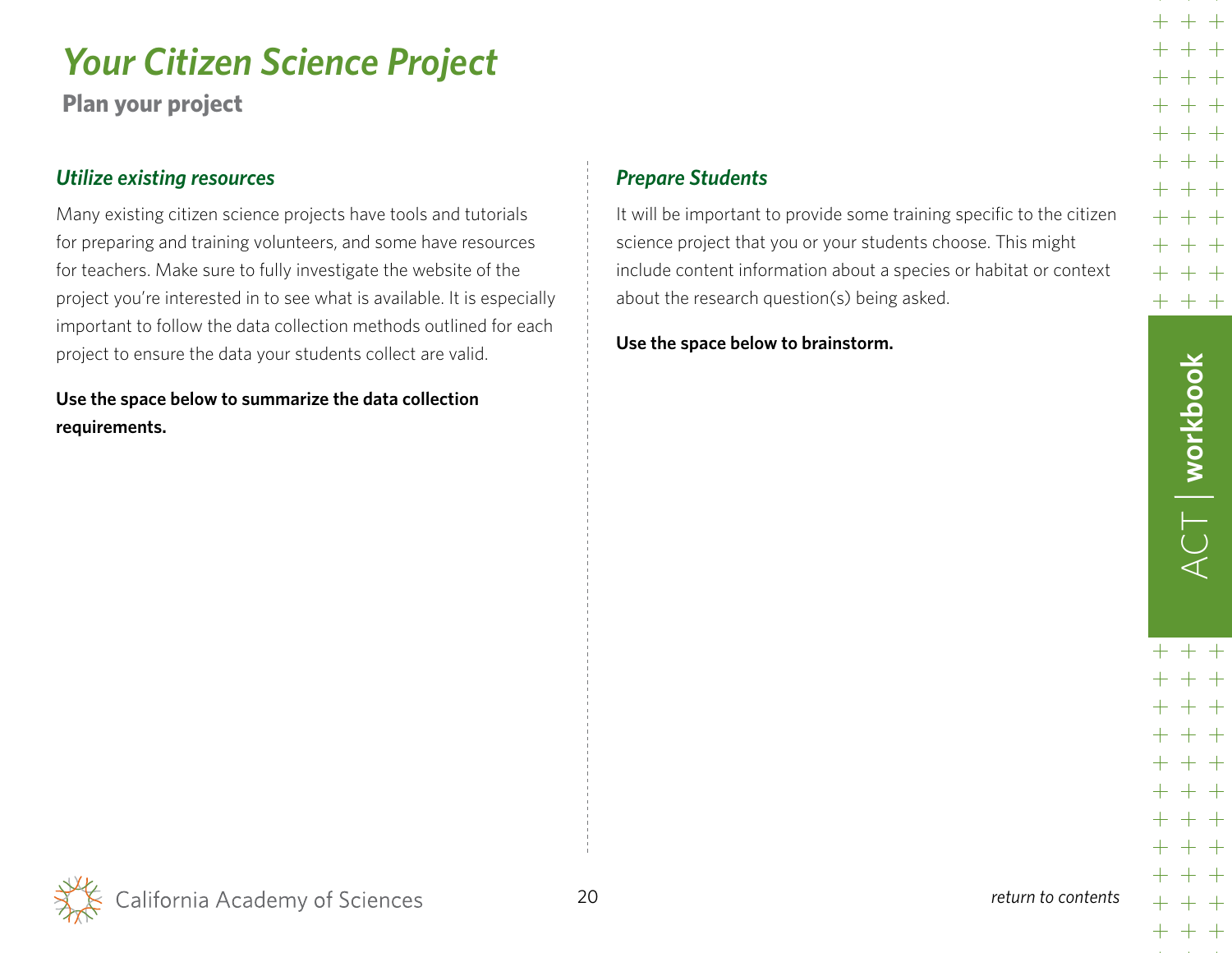# *Your Citizen Science Project*

**Plan your project**

### *Utilize existing resources*

Many existing citizen science projects have tools and tutorials for preparing and training volunteers, and some have resources for teachers. Make sure to fully investigate the website of the project you're interested in to see what is available. It is especially important to follow the data collection methods outlined for each project to ensure the data your students collect are valid.

**Use the space below to summarize the data collection requirements.**

### *Prepare Students*

It will be important to provide some training specific to the citizen science project that you or your students choose. This might include content information about a species or habitat or context about the research question(s) being asked.

**Use the space below to brainstorm.**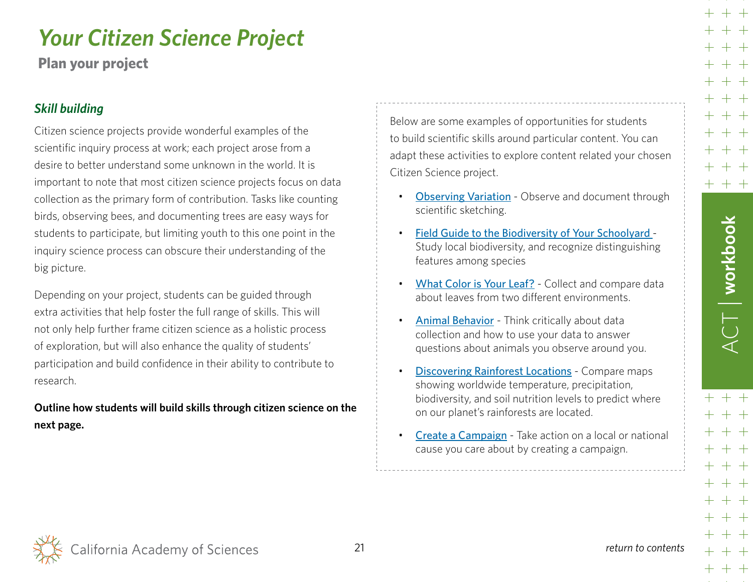# *Your Citizen Science Project*

## Plan your project

### *Skill building*

Citizen science projects provide wonderful examples of the scientific inquiry process at work; each project arose from a desire to better understand some unknown in the world. It is important to note that most citizen science projects focus on data collection as the primary form of contribution. Tasks like counting birds, observing bees, and documenting trees are easy ways for students to participate, but limiting youth to this one point in the inquiry science process can obscure their understanding of the big picture.

Depending on your project, students can be guided through extra activities that help foster the full range of skills. This will not only help further frame citizen science as a holistic process of exploration, but will also enhance the quality of students' participation and build confidence in their ability to contribute to research.

**Outline how students will build skills through citizen science on the next page.**

Below are some examples of opportunities for students to build scientific skills around particular content. You can adapt these activities to explore content related your chosen Citizen Science project.

- Observing Variation - Observe and document through scientific sketching.
- Field Guide to the Biodiversity of Your Schoolyard - Study local biodiversity, and recognize distinguishing features among species
- What Color is Your Leaf? - Collect and compare data about leaves from two different environments.
- Animal Behavior - Think critically about data collection and how to use your data to answer questions about animals you observe around you.
- Discovering Rainforest Locations - Compare maps showing worldwide temperature, precipitation, biodiversity, and soil nutrition levels to predict where on our planet's rainforests are located.
- Create a Campaign - Take action on a local or national cause you care about by creating a campaign.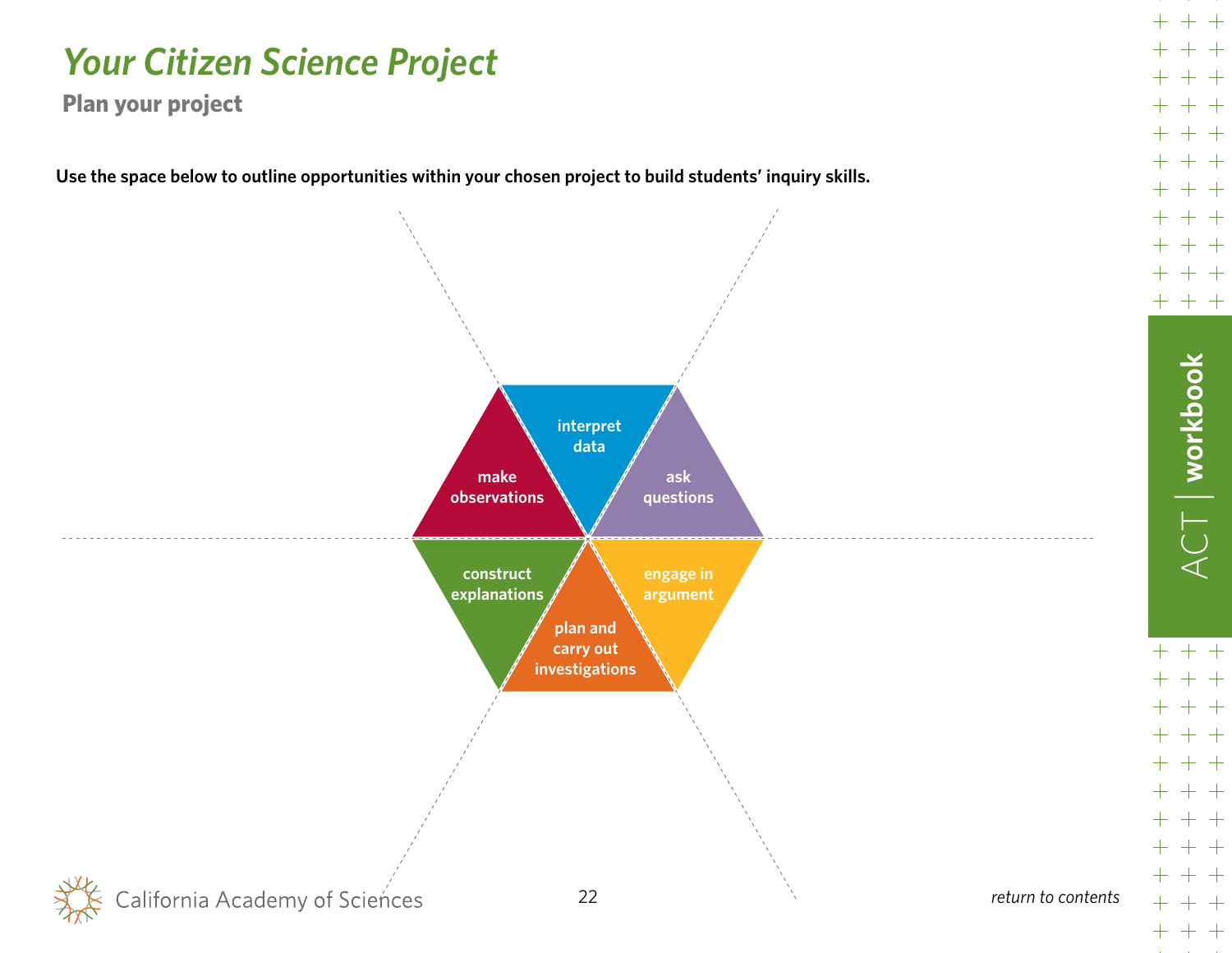# Your Citizen Science Project

## Plan your project

**Use the space below to outline opportunities within your chosen project to build students' inquiry skills.**

- interpret data
- ask questions
- engage in argument
- plan and carry out investigations
- construct explanations
- make observations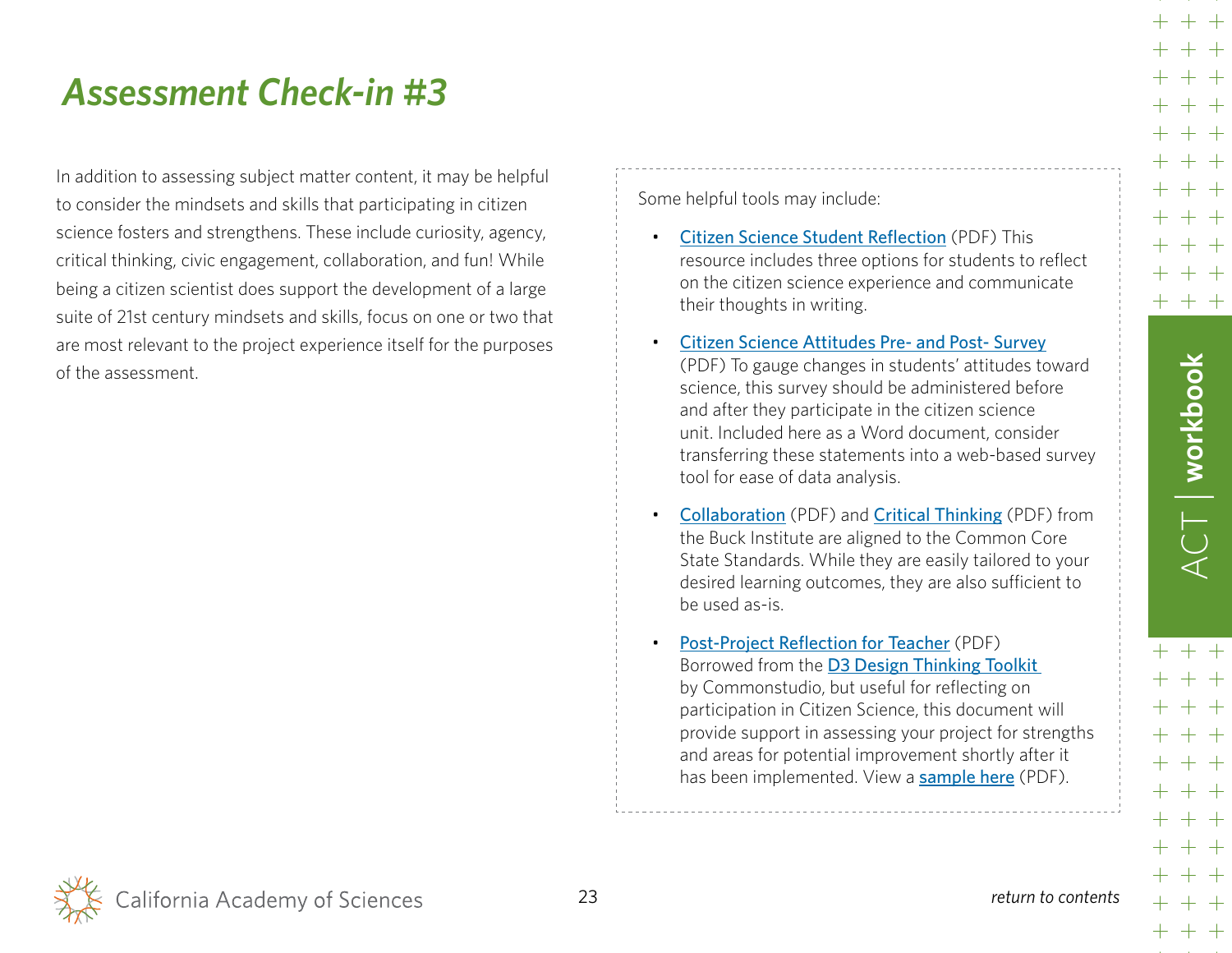# Assessment Check-in #3

In addition to assessing subject matter content, it may be helpful to consider the mindsets and skills that participating in citizen science fosters and strengthens. These include curiosity, agency, critical thinking, civic engagement, collaboration, and fun! While being a citizen scientist does support the development of a large suite of 21st century mindsets and skills, focus on one or two that are most relevant to the project experience itself for the purposes of the assessment.

Some helpful tools may include:

- Citizen Science Student Reflection (PDF) This resource includes three options for students to reflect on the citizen science experience and communicate their thoughts in writing.
- Citizen Science Attitudes Pre- and Post- Survey (PDF) To gauge changes in students' attitudes toward science, this survey should be administered before and after they participate in the citizen science unit. Included here as a Word document, consider transferring these statements into a web-based survey tool for ease of data analysis.
- Collaboration (PDF) and Critical Thinking (PDF) from the Buck Institute are aligned to the Common Core State Standards. While they are easily tailored to your desired learning outcomes, they are also sufficient to be used as-is.
- Post-Project Reflection for Teacher (PDF) Borrowed from the D3 Design Thinking Toolkit by Commonstudio, but useful for reflecting on participation in Citizen Science, this document will provide support in assessing your project for strengths and areas for potential improvement shortly after it has been implemented. View a **sample here** (PDF).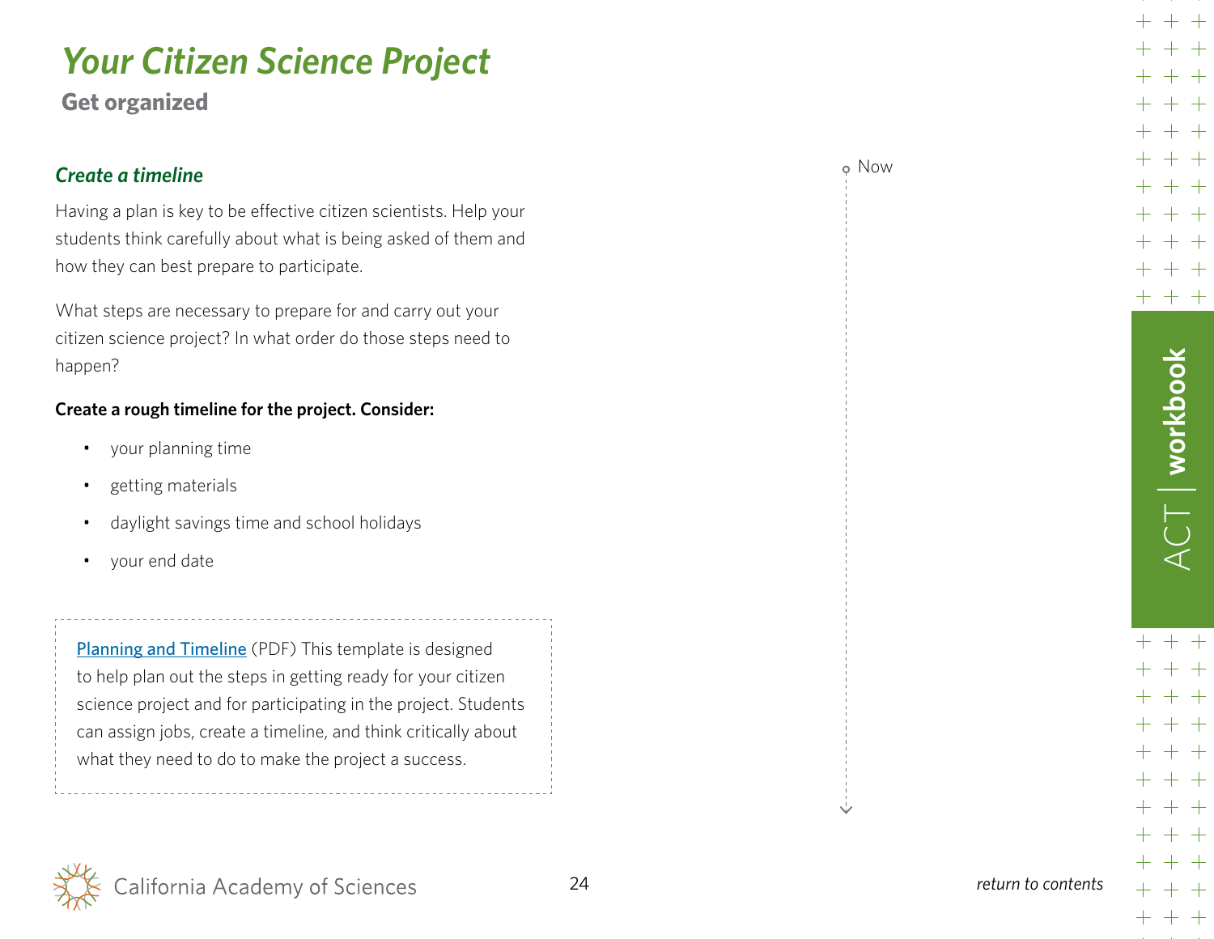# *Your Citizen Science Project*

**Get organized**

## *Create a timeline*

Having a plan is key to be effective citizen scientists. Help your students think carefully about what is being asked of them and how they can best prepare to participate.

What steps are necessary to prepare for and carry out your citizen science project? In what order do those steps need to happen?

**Create a rough timeline for the project. Consider:**

- your planning time
- getting materials
- daylight savings time and school holidays
- your end date

[Planning and Timeline] (PDF) This template is designed to help plan out the steps in getting ready for your citizen science project and for participating in the project. Students can assign jobs, create a timeline, and think critically about what they need to do to make the project a success.

Now

ACT | workbook

California Academy of Sciences

*return to contents*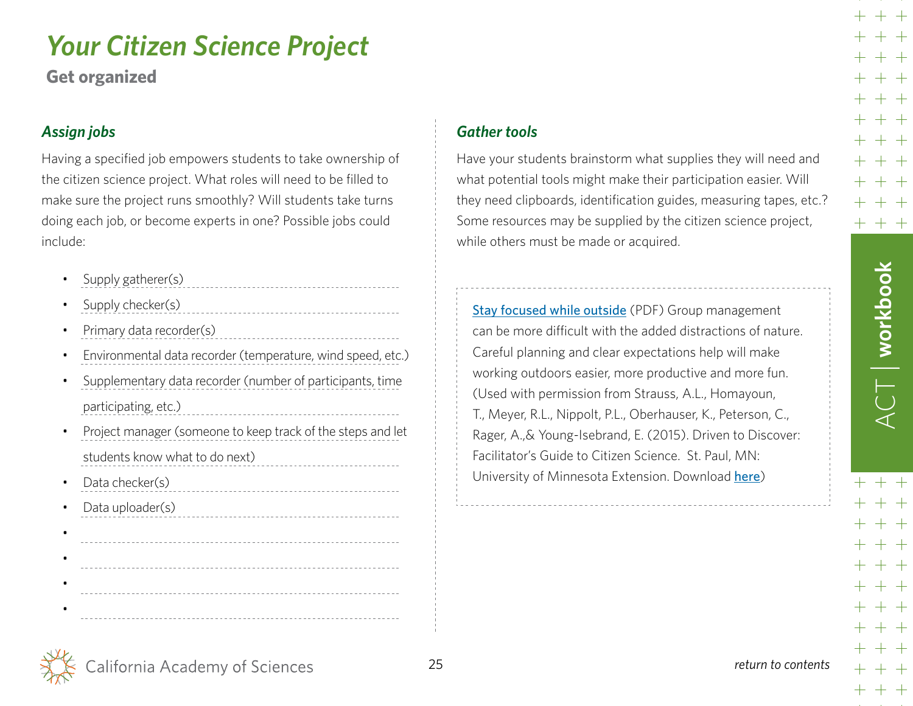# *Your Citizen Science Project*

## Get organized

### *Assign jobs*

Having a specified job empowers students to take ownership of the citizen science project. What roles will need to be filled to make sure the project runs smoothly? Will students take turns doing each job, or become experts in one? Possible jobs could include:

- Supply gatherer(s)
- Supply checker(s)
- Primary data recorder(s)
- Environmental data recorder (temperature, wind speed, etc.)
- Supplementary data recorder (number of participants, time participating, etc.)
- Project manager (someone to keep track of the steps and let students know what to do next)
- Data checker(s)
- Data uploader(s)
- 
- 
- 
- 

### *Gather tools*

Have your students brainstorm what supplies they will need and what potential tools might make their participation easier. Will they need clipboards, identification guides, measuring tapes, etc.? Some resources may be supplied by the citizen science project, while others must be made or acquired.

Stay focused while outside (PDF) Group management can be more difficult with the added distractions of nature. Careful planning and clear expectations help will make working outdoors easier, more productive and more fun. (Used with permission from Strauss, A.L., Homayoun, T., Meyer, R.L., Nippolt, P.L., Oberhauser, K., Peterson, C., Rager, A.,& Young-Isebrand, E. (2015). Driven to Discover: Facilitator's Guide to Citizen Science. St. Paul, MN: University of Minnesota Extension. Download here)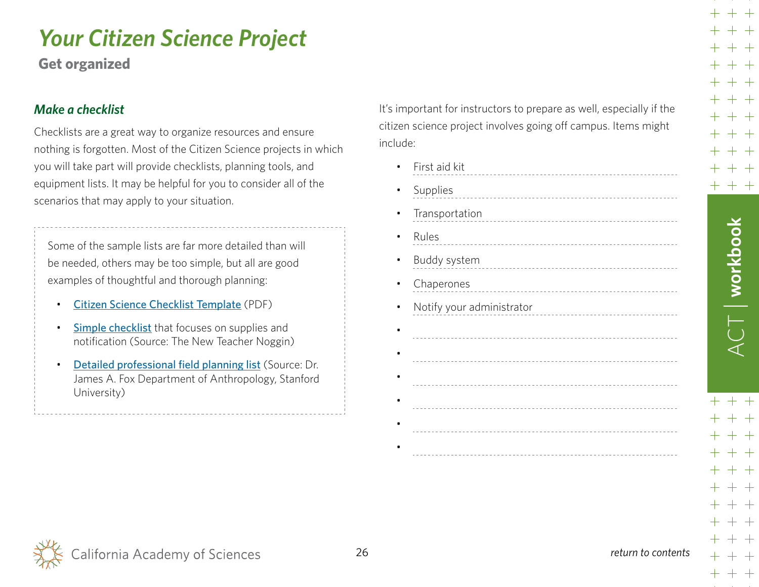# *Your Citizen Science Project*

## Get organized

### *Make a checklist*

Checklists are a great way to organize resources and ensure nothing is forgotten. Most of the Citizen Science projects in which you will take part will provide checklists, planning tools, and equipment lists. It may be helpful for you to consider all of the scenarios that may apply to your situation.

Some of the sample lists are far more detailed than will be needed, others may be too simple, but all are good examples of thoughtful and thorough planning:

- Citizen Science Checklist Template (PDF)
- Simple checklist that focuses on supplies and notification (Source: The New Teacher Noggin)
- Detailed professional field planning list (Source: Dr. James A. Fox Department of Anthropology, Stanford University)

It's important for instructors to prepare as well, especially if the citizen science project involves going off campus. Items might include:

- First aid kit
- Supplies
- Transportation
- Rules
- Buddy system
- Chaperones
- Notify your administrator
- 
- 
- 
- 
- 
-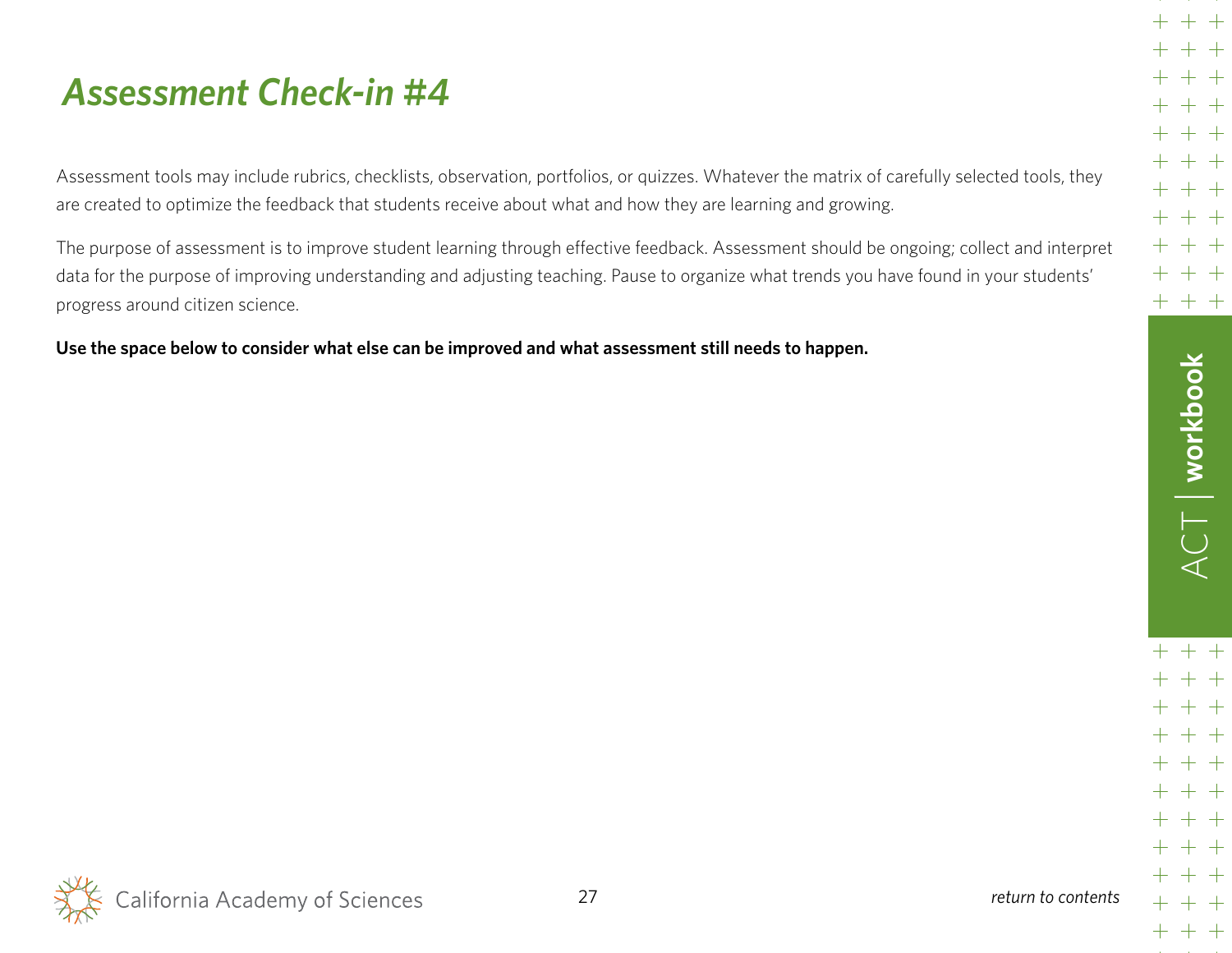# *Assessment Check-in #4*

Assessment tools may include rubrics, checklists, observation, portfolios, or quizzes. Whatever the matrix of carefully selected tools, they are created to optimize the feedback that students receive about what and how they are learning and growing.

The purpose of assessment is to improve student learning through effective feedback. Assessment should be ongoing; collect and interpret data for the purpose of improving understanding and adjusting teaching. Pause to organize what trends you have found in your students' progress around citizen science.

**Use the space below to consider what else can be improved and what assessment still needs to happen.**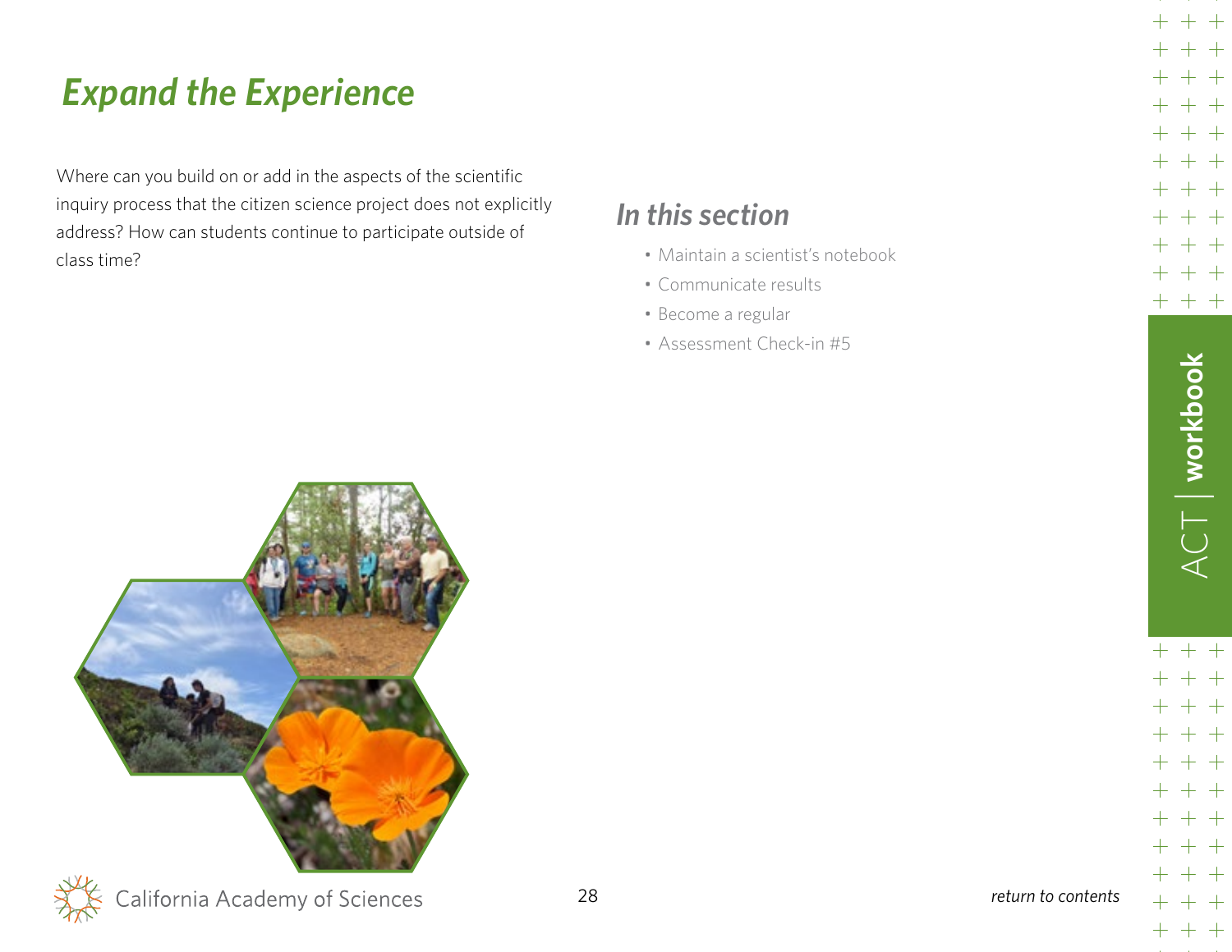# Expand the Experience

Where can you build on or add in the aspects of the scientific inquiry process that the citizen science project does not explicitly address? How can students continue to participate outside of class time?

## In this section

- Maintain a scientist's notebook
- Communicate results
- Become a regular
- Assessment Check-in #5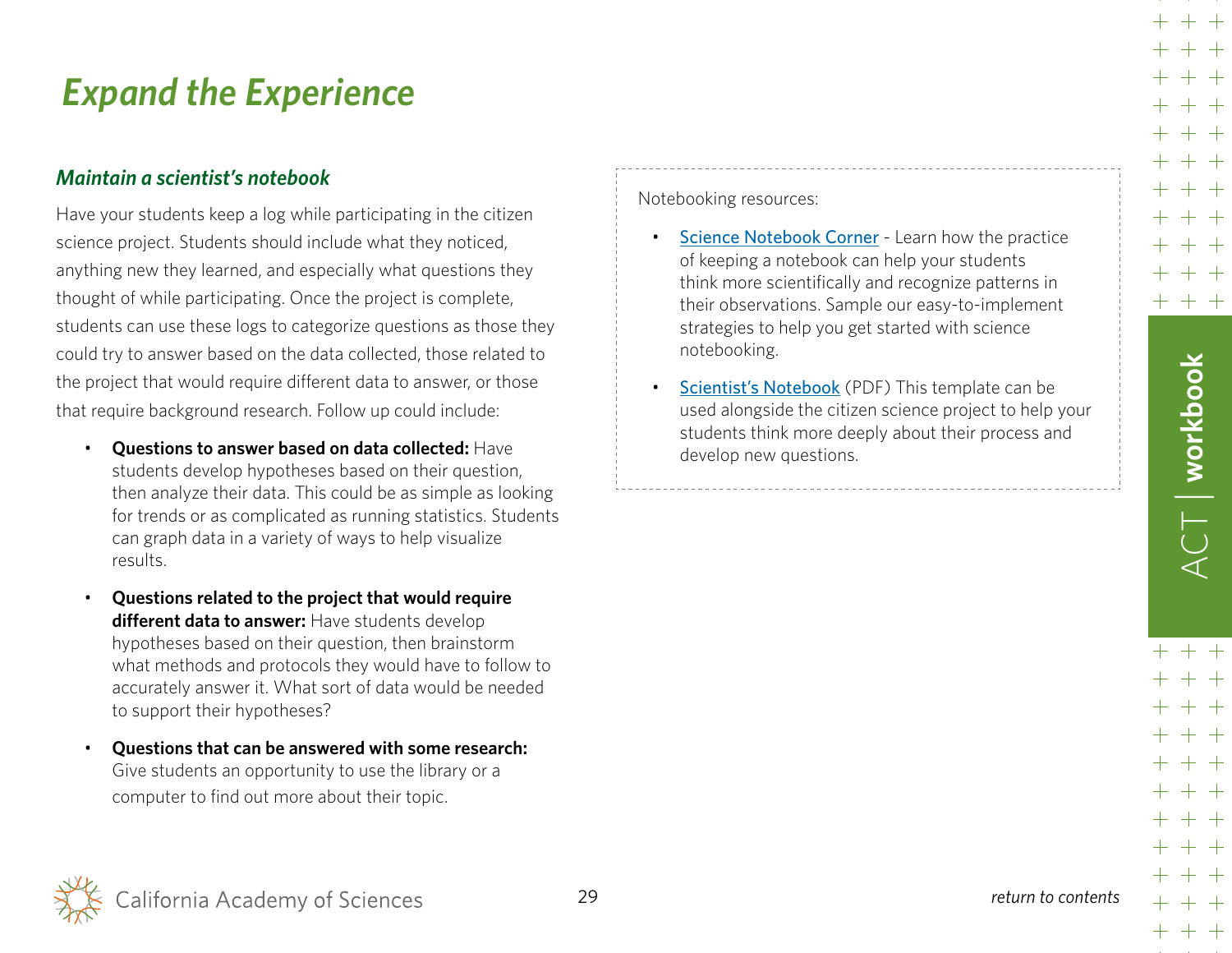# *Expand the Experience*

### *Maintain a scientist's notebook*

Have your students keep a log while participating in the citizen science project. Students should include what they noticed, anything new they learned, and especially what questions they thought of while participating. Once the project is complete, students can use these logs to categorize questions as those they could try to answer based on the data collected, those related to the project that would require different data to answer, or those that require background research. Follow up could include:

- **Questions to answer based on data collected:** Have students develop hypotheses based on their question, then analyze their data. This could be as simple as looking for trends or as complicated as running statistics. Students can graph data in a variety of ways to help visualize results.
- **Questions related to the project that would require different data to answer:** Have students develop hypotheses based on their question, then brainstorm what methods and protocols they would have to follow to accurately answer it. What sort of data would be needed to support their hypotheses?
- **Questions that can be answered with some research:** Give students an opportunity to use the library or a computer to find out more about their topic.

Notebooking resources:

- Science Notebook Corner - Learn how the practice of keeping a notebook can help your students think more scientifically and recognize patterns in their observations. Sample our easy-to-implement strategies to help you get started with science notebooking.
- Scientist's Notebook (PDF) This template can be used alongside the citizen science project to help your students think more deeply about their process and develop new questions.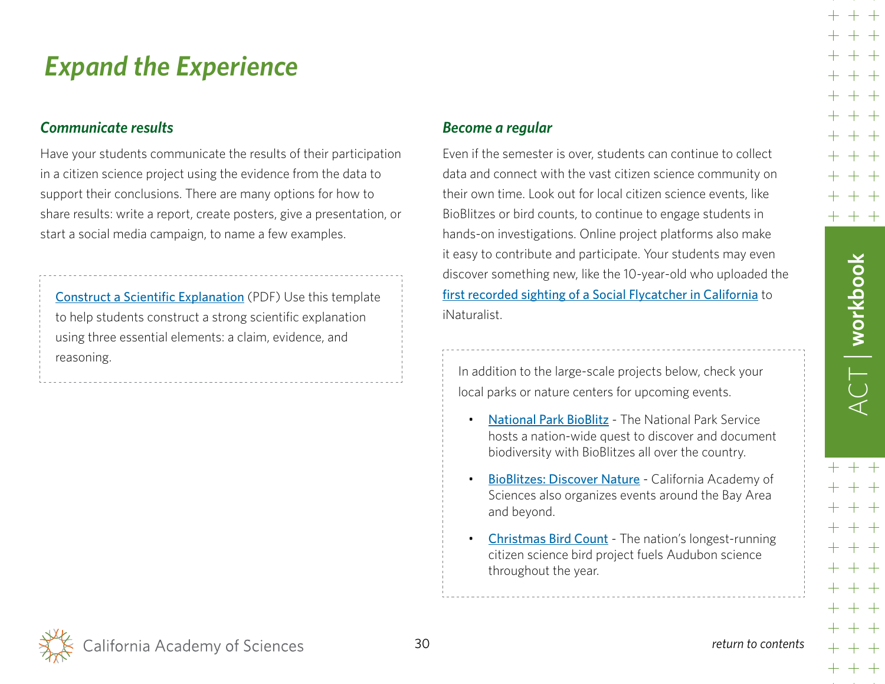# Expand the Experience

### Communicate results

Have your students communicate the results of their participation in a citizen science project using the evidence from the data to support their conclusions. There are many options for how to share results: write a report, create posters, give a presentation, or start a social media campaign, to name a few examples.

> Construct a Scientific Explanation (PDF) Use this template to help students construct a strong scientific explanation using three essential elements: a claim, evidence, and reasoning.

### Become a regular

Even if the semester is over, students can continue to collect data and connect with the vast citizen science community on their own time. Look out for local citizen science events, like BioBlitzes or bird counts, to continue to engage students in hands-on investigations. Online project platforms also make it easy to contribute and participate. Your students may even discover something new, like the 10-year-old who uploaded the first recorded sighting of a Social Flycatcher in California to iNaturalist.

> In addition to the large-scale projects below, check your local parks or nature centers for upcoming events.
>
> - National Park BioBlitz - The National Park Service hosts a nation-wide quest to discover and document biodiversity with BioBlitzes all over the country.
> - BioBlitzes: Discover Nature - California Academy of Sciences also organizes events around the Bay Area and beyond.
> - Christmas Bird Count - The nation's longest-running citizen science bird project fuels Audubon science throughout the year.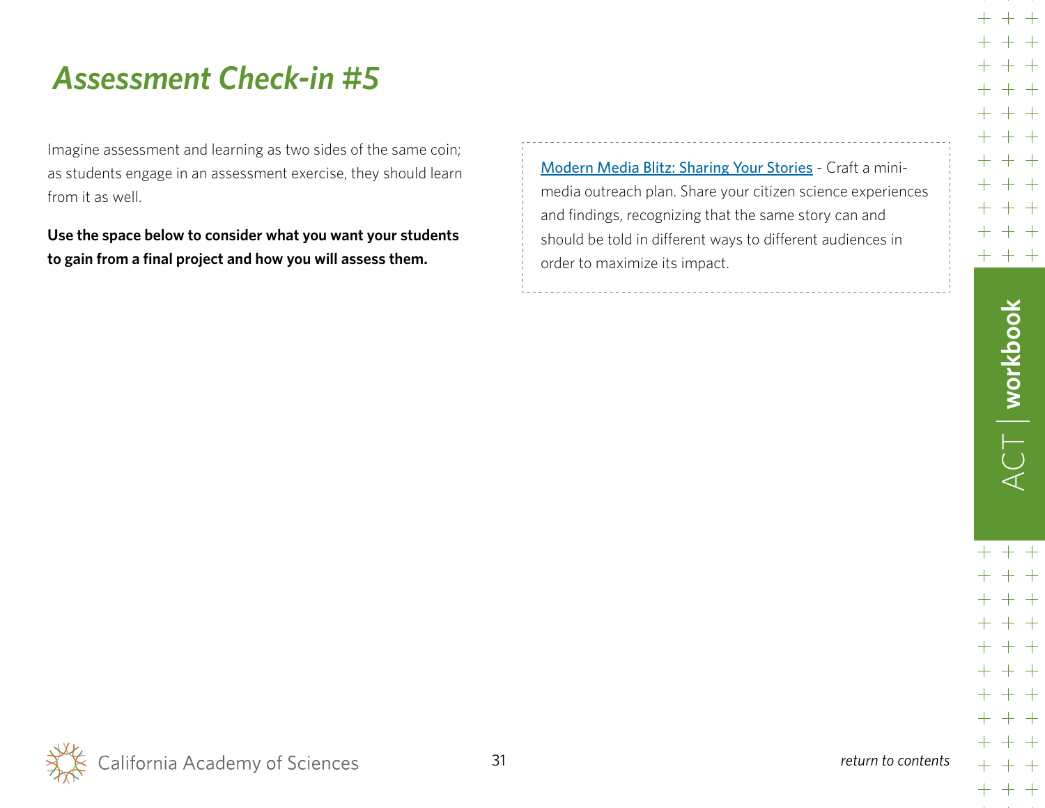## *Assessment Check-in #5*

Imagine assessment and learning as two sides of the same coin; as students engage in an assessment exercise, they should learn from it as well.

**Use the space below to consider what you want your students to gain from a final project and how you will assess them.**

Modern Media Blitz: Sharing Your Stories - Craft a mini-media outreach plan. Share your citizen science experiences and findings, recognizing that the same story can and should be told in different ways to different audiences in order to maximize its impact.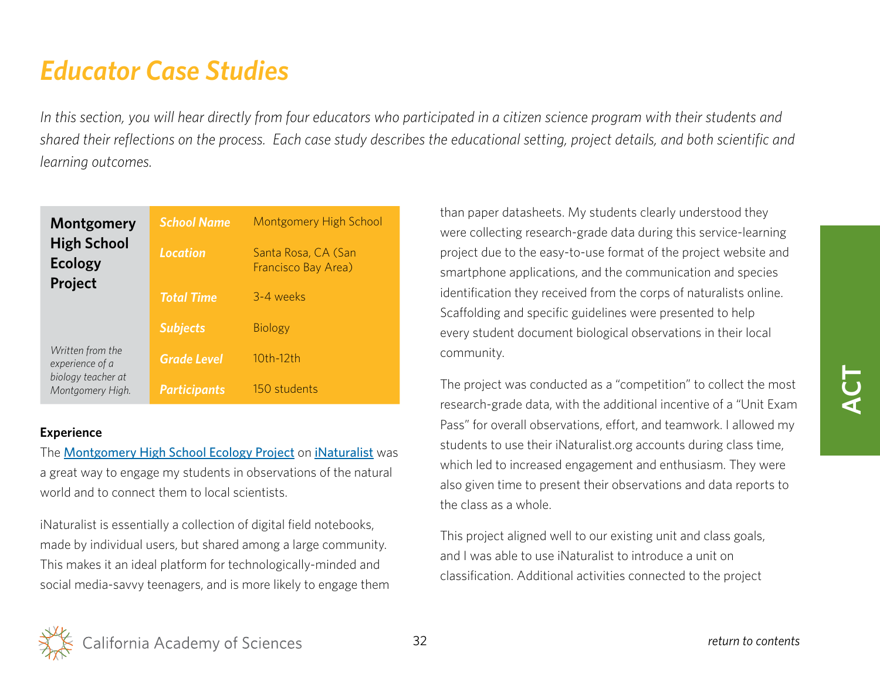# Educator Case Studies

*In this section, you will hear directly from four educators who participated in a citizen science program with their students and shared their reflections on the process. Each case study describes the educational setting, project details, and both scientific and learning outcomes.*

## Montgomery High School Ecology Project

*Written from the experience of a biology teacher at Montgomery High.*

| | |
|---|---|
| **School Name** | Montgomery High School |
| **Location** | Santa Rosa, CA (San Francisco Bay Area) |
| **Total Time** | 3-4 weeks |
| **Subjects** | Biology |
| **Grade Level** | 10th-12th |
| **Participants** | 150 students |

**Experience**

The Montgomery High School Ecology Project on iNaturalist was a great way to engage my students in observations of the natural world and to connect them to local scientists.

iNaturalist is essentially a collection of digital field notebooks, made by individual users, but shared among a large community. This makes it an ideal platform for technologically-minded and social media-savvy teenagers, and is more likely to engage them than paper datasheets. My students clearly understood they were collecting research-grade data during this service-learning project due to the easy-to-use format of the project website and smartphone applications, and the communication and species identification they received from the corps of naturalists online. Scaffolding and specific guidelines were presented to help every student document biological observations in their local community.

The project was conducted as a "competition" to collect the most research-grade data, with the additional incentive of a "Unit Exam Pass" for overall observations, effort, and teamwork. I allowed my students to use their iNaturalist.org accounts during class time, which led to increased engagement and enthusiasm. They were also given time to present their observations and data reports to the class as a whole.

This project aligned well to our existing unit and class goals, and I was able to use iNaturalist to introduce a unit on classification. Additional activities connected to the project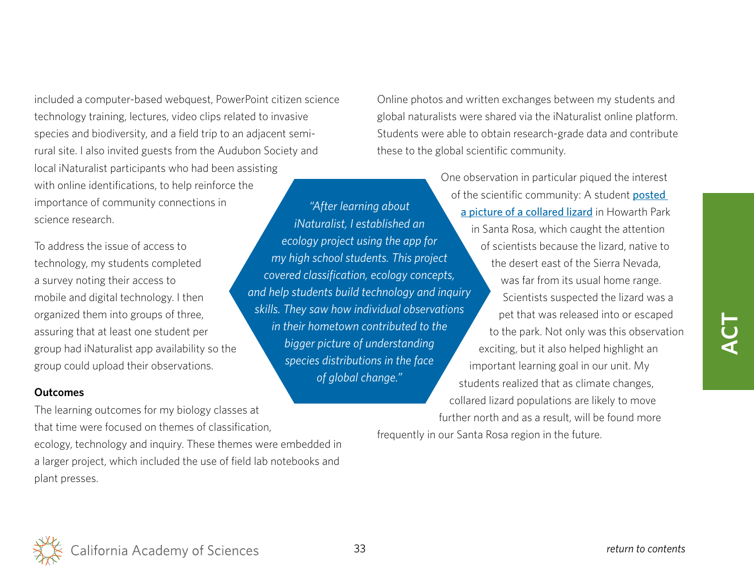included a computer-based webquest, PowerPoint citizen science technology training, lectures, video clips related to invasive species and biodiversity, and a field trip to an adjacent semi-rural site. I also invited guests from the Audubon Society and local iNaturalist participants who had been assisting with online identifications, to help reinforce the importance of community connections in science research.

To address the issue of access to technology, my students completed a survey noting their access to mobile and digital technology. I then organized them into groups of three, assuring that at least one student per group had iNaturalist app availability so the group could upload their observations.

*"After learning about iNaturalist, I established an ecology project using the app for my high school students. This project covered classification, ecology concepts, and help students build technology and inquiry skills. They saw how individual observations in their hometown contributed to the bigger picture of understanding species distributions in the face of global change."*

**Outcomes**

The learning outcomes for my biology classes at that time were focused on themes of classification, ecology, technology and inquiry. These themes were embedded in a larger project, which included the use of field lab notebooks and plant presses.

Online photos and written exchanges between my students and global naturalists were shared via the iNaturalist online platform. Students were able to obtain research-grade data and contribute these to the global scientific community.

One observation in particular piqued the interest of the scientific community: A student posted a picture of a collared lizard in Howarth Park in Santa Rosa, which caught the attention of scientists because the lizard, native to the desert east of the Sierra Nevada, was far from its usual home range. Scientists suspected the lizard was a pet that was released into or escaped to the park. Not only was this observation exciting, but it also helped highlight an important learning goal in our unit. My students realized that as climate changes, collared lizard populations are likely to move further north and as a result, will be found more frequently in our Santa Rosa region in the future.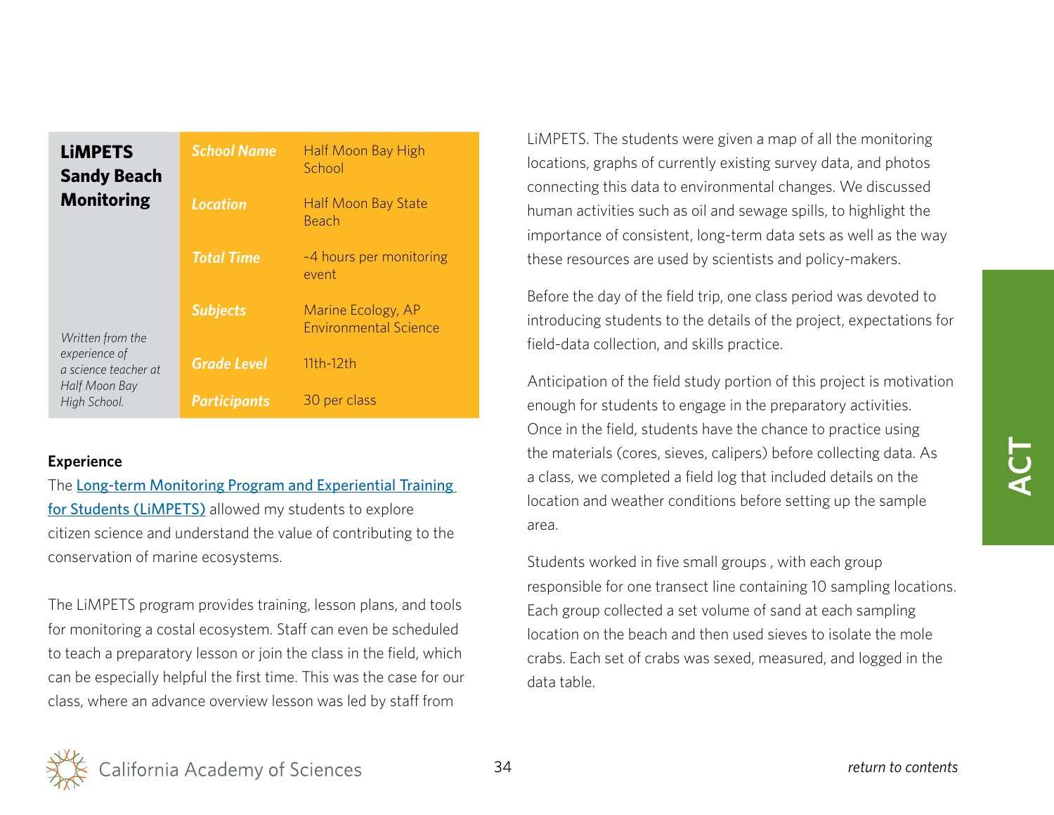# LiMPETS Sandy Beach Monitoring

*Written from the experience of a science teacher at Half Moon Bay High School.*

| | |
|---|---|
| ***School Name*** | Half Moon Bay High School |
| ***Location*** | Half Moon Bay State Beach |
| ***Total Time*** | ~4 hours per monitoring event |
| ***Subjects*** | Marine Ecology, AP Environmental Science |
| ***Grade Level*** | 11th-12th |
| ***Participants*** | 30 per class |

**Experience**

The Long-term Monitoring Program and Experiential Training for Students (LiMPETS) allowed my students to explore citizen science and understand the value of contributing to the conservation of marine ecosystems.

The LiMPETS program provides training, lesson plans, and tools for monitoring a costal ecosystem. Staff can even be scheduled to teach a preparatory lesson or join the class in the field, which can be especially helpful the first time. This was the case for our class, where an advance overview lesson was led by staff from LiMPETS. The students were given a map of all the monitoring locations, graphs of currently existing survey data, and photos connecting this data to environmental changes. We discussed human activities such as oil and sewage spills, to highlight the importance of consistent, long-term data sets as well as the way these resources are used by scientists and policy-makers.

Before the day of the field trip, one class period was devoted to introducing students to the details of the project, expectations for field-data collection, and skills practice.

Anticipation of the field study portion of this project is motivation enough for students to engage in the preparatory activities. Once in the field, students have the chance to practice using the materials (cores, sieves, calipers) before collecting data. As a class, we completed a field log that included details on the location and weather conditions before setting up the sample area.

Students worked in five small groups , with each group responsible for one transect line containing 10 sampling locations. Each group collected a set volume of sand at each sampling location on the beach and then used sieves to isolate the mole crabs. Each set of crabs was sexed, measured, and logged in the data table.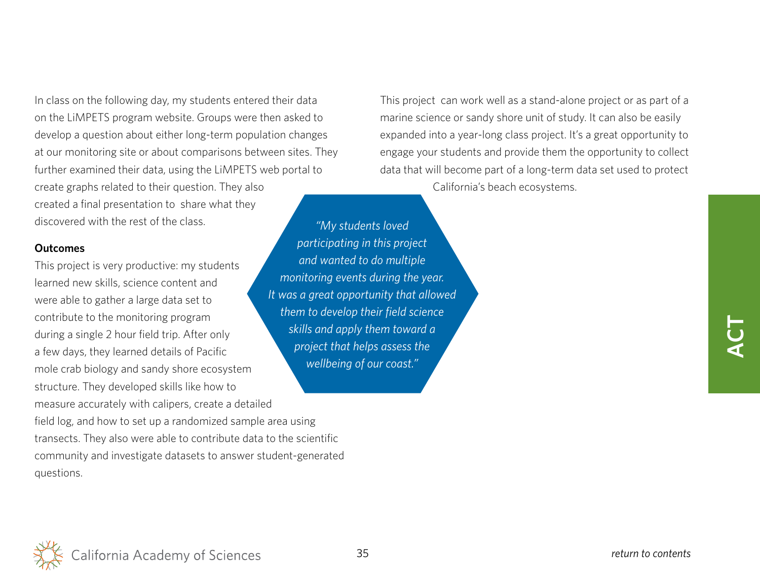In class on the following day, my students entered their data on the LiMPETS program website. Groups were then asked to develop a question about either long-term population changes at our monitoring site or about comparisons between sites. They further examined their data, using the LiMPETS web portal to create graphs related to their question. They also created a final presentation to share what they discovered with the rest of the class.

**Outcomes**

This project is very productive: my students learned new skills, science content and were able to gather a large data set to contribute to the monitoring program during a single 2 hour field trip. After only a few days, they learned details of Pacific mole crab biology and sandy shore ecosystem structure. They developed skills like how to measure accurately with calipers, create a detailed field log, and how to set up a randomized sample area using transects. They also were able to contribute data to the scientific community and investigate datasets to answer student-generated questions.

*"My students loved participating in this project and wanted to do multiple monitoring events during the year. It was a great opportunity that allowed them to develop their field science skills and apply them toward a project that helps assess the wellbeing of our coast."*

This project can work well as a stand-alone project or as part of a marine science or sandy shore unit of study. It can also be easily expanded into a year-long class project. It's a great opportunity to engage your students and provide them the opportunity to collect data that will become part of a long-term data set used to protect California's beach ecosystems.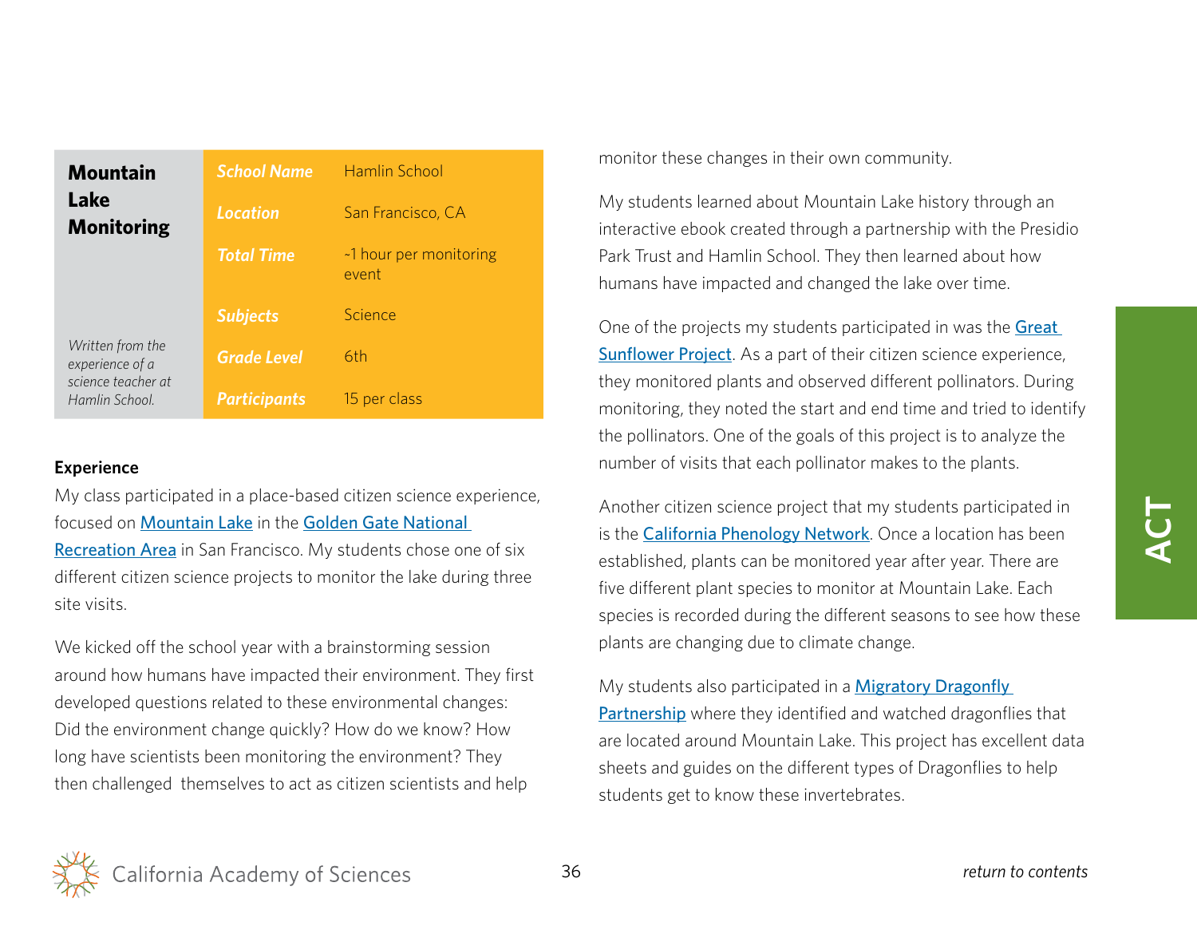## Mountain Lake Monitoring

*Written from the experience of a science teacher at Hamlin School.*

| | |
|---|---|
| ***School Name*** | Hamlin School |
| ***Location*** | San Francisco, CA |
| ***Total Time*** | ~1 hour per monitoring event |
| ***Subjects*** | Science |
| ***Grade Level*** | 6th |
| ***Participants*** | 15 per class |

**Experience**

My class participated in a place-based citizen science experience, focused on Mountain Lake in the Golden Gate National Recreation Area in San Francisco. My students chose one of six different citizen science projects to monitor the lake during three site visits.

We kicked off the school year with a brainstorming session around how humans have impacted their environment. They first developed questions related to these environmental changes: Did the environment change quickly? How do we know? How long have scientists been monitoring the environment? They then challenged themselves to act as citizen scientists and help monitor these changes in their own community.

My students learned about Mountain Lake history through an interactive ebook created through a partnership with the Presidio Park Trust and Hamlin School. They then learned about how humans have impacted and changed the lake over time.

One of the projects my students participated in was the Great Sunflower Project. As a part of their citizen science experience, they monitored plants and observed different pollinators. During monitoring, they noted the start and end time and tried to identify the pollinators. One of the goals of this project is to analyze the number of visits that each pollinator makes to the plants.

Another citizen science project that my students participated in is the California Phenology Network. Once a location has been established, plants can be monitored year after year. There are five different plant species to monitor at Mountain Lake. Each species is recorded during the different seasons to see how these plants are changing due to climate change.

My students also participated in a Migratory Dragonfly Partnership where they identified and watched dragonflies that are located around Mountain Lake. This project has excellent data sheets and guides on the different types of Dragonflies to help students get to know these invertebrates.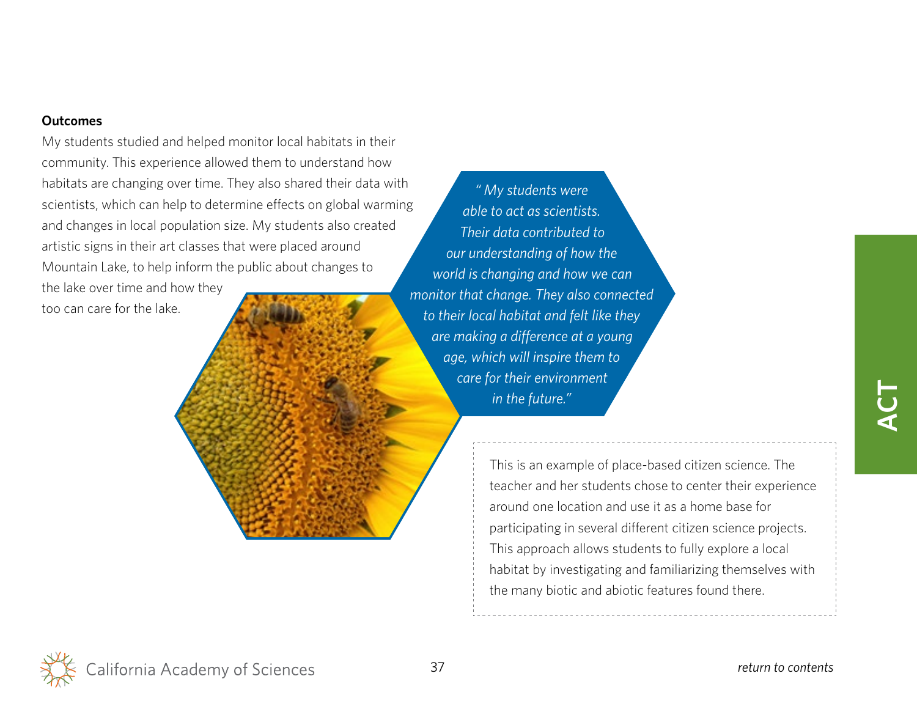**Outcomes**

My students studied and helped monitor local habitats in their community. This experience allowed them to understand how habitats are changing over time. They also shared their data with scientists, which can help to determine effects on global warming and changes in local population size. My students also created artistic signs in their art classes that were placed around Mountain Lake, to help inform the public about changes to the lake over time and how they too can care for the lake.

*" My students were able to act as scientists. Their data contributed to our understanding of how the world is changing and how we can monitor that change. They also connected to their local habitat and felt like they are making a difference at a young age, which will inspire them to care for their environment in the future."*

This is an example of place-based citizen science. The teacher and her students chose to center their experience around one location and use it as a home base for participating in several different citizen science projects. This approach allows students to fully explore a local habitat by investigating and familiarizing themselves with the many biotic and abiotic features found there.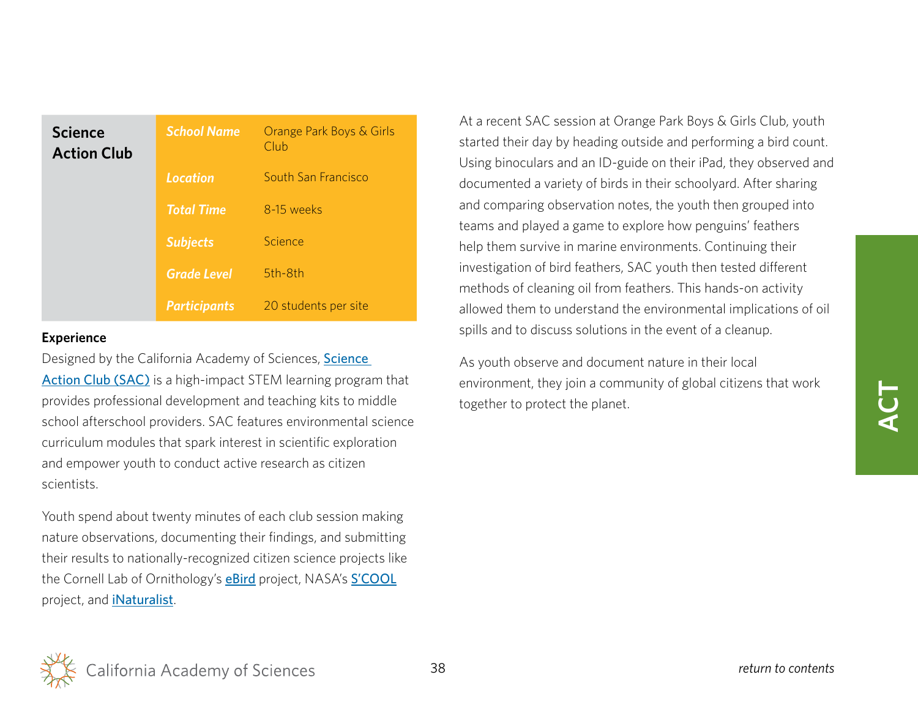| Science Action Club | | |
|---|---|---|
| | ***School Name*** | Orange Park Boys & Girls Club |
| | ***Location*** | South San Francisco |
| | ***Total Time*** | 8-15 weeks |
| | ***Subjects*** | Science |
| | ***Grade Level*** | 5th-8th |
| | ***Participants*** | 20 students per site |

**Experience**

Designed by the California Academy of Sciences, Science Action Club (SAC) is a high-impact STEM learning program that provides professional development and teaching kits to middle school afterschool providers. SAC features environmental science curriculum modules that spark interest in scientific exploration and empower youth to conduct active research as citizen scientists.

Youth spend about twenty minutes of each club session making nature observations, documenting their findings, and submitting their results to nationally-recognized citizen science projects like the Cornell Lab of Ornithology's eBird project, NASA's S'COOL project, and iNaturalist.

At a recent SAC session at Orange Park Boys & Girls Club, youth started their day by heading outside and performing a bird count. Using binoculars and an ID-guide on their iPad, they observed and documented a variety of birds in their schoolyard. After sharing and comparing observation notes, the youth then grouped into teams and played a game to explore how penguins' feathers help them survive in marine environments. Continuing their investigation of bird feathers, SAC youth then tested different methods of cleaning oil from feathers. This hands-on activity allowed them to understand the environmental implications of oil spills and to discuss solutions in the event of a cleanup.

As youth observe and document nature in their local environment, they join a community of global citizens that work together to protect the planet.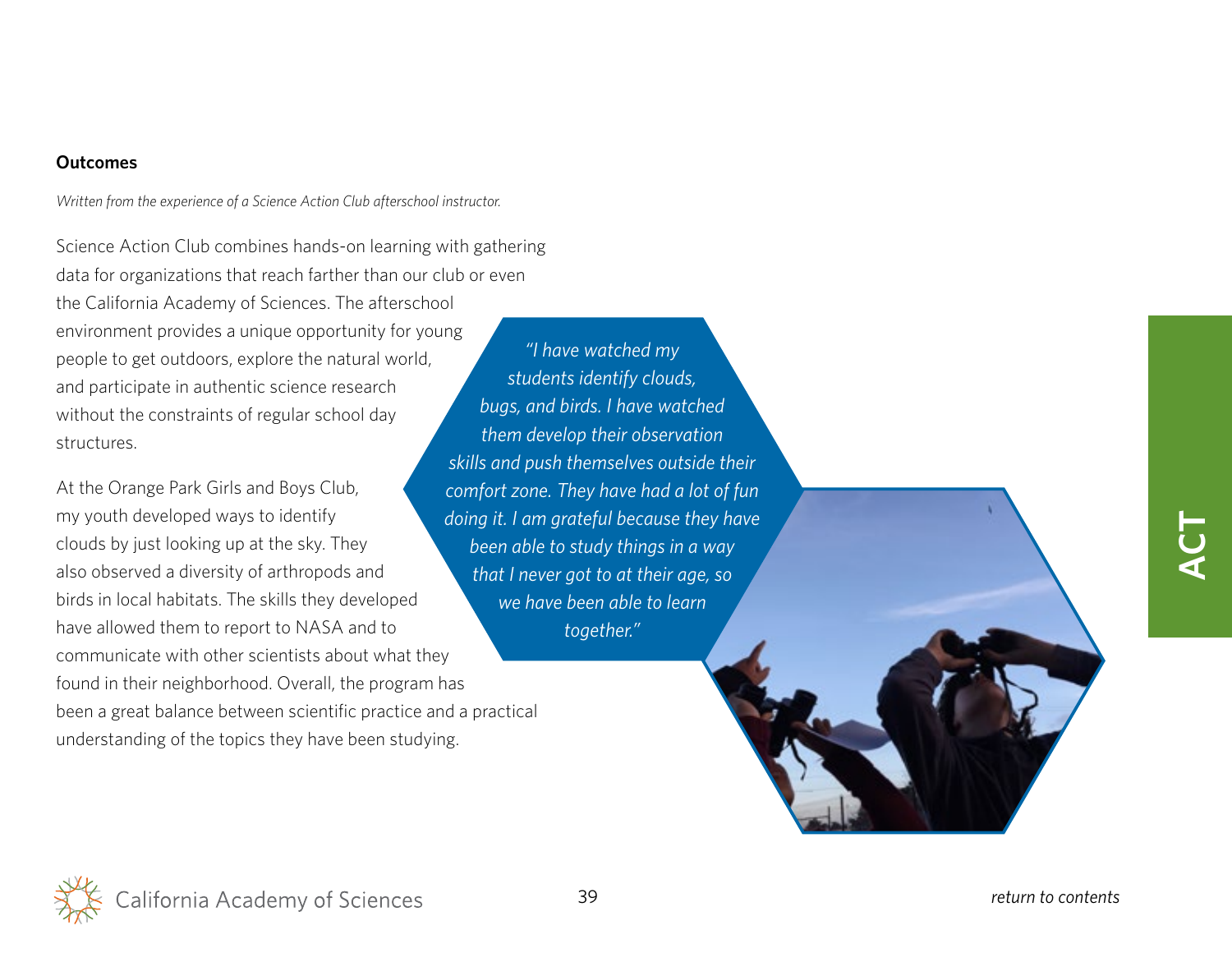## Outcomes

*Written from the experience of a Science Action Club afterschool instructor.*

Science Action Club combines hands-on learning with gathering data for organizations that reach farther than our club or even the California Academy of Sciences. The afterschool environment provides a unique opportunity for young people to get outdoors, explore the natural world, and participate in authentic science research without the constraints of regular school day structures.

At the Orange Park Girls and Boys Club, my youth developed ways to identify clouds by just looking up at the sky. They also observed a diversity of arthropods and birds in local habitats. The skills they developed have allowed them to report to NASA and to communicate with other scientists about what they found in their neighborhood. Overall, the program has been a great balance between scientific practice and a practical understanding of the topics they have been studying.

*"I have watched my students identify clouds, bugs, and birds. I have watched them develop their observation skills and push themselves outside their comfort zone. They have had a lot of fun doing it. I am grateful because they have been able to study things in a way that I never got to at their age, so we have been able to learn together."*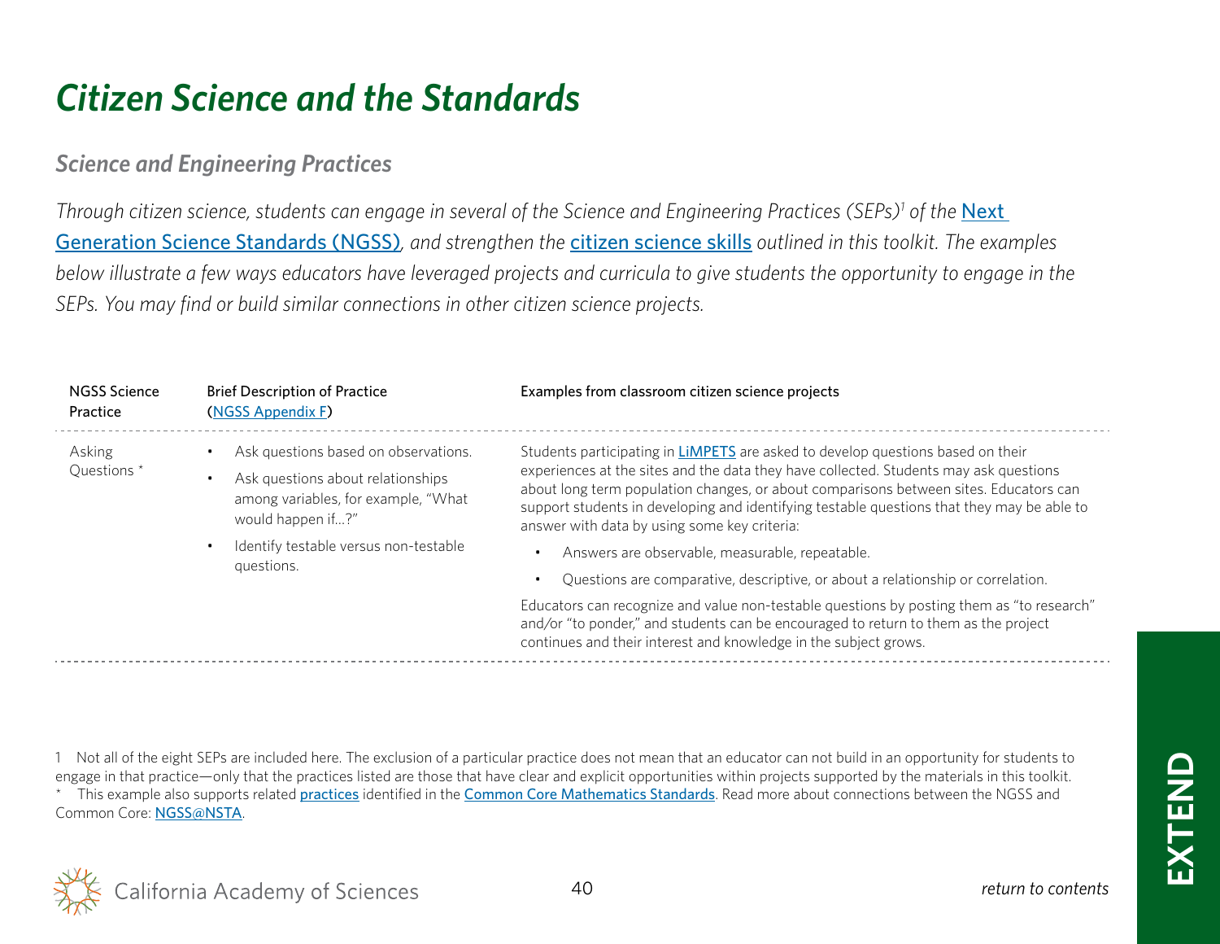# *Citizen Science and the Standards*

## *Science and Engineering Practices*

*Through citizen science, students can engage in several of the Science and Engineering Practices (SEPs)[1] of the [Next Generation Science Standards (NGSS)](), and strengthen the [citizen science skills]() outlined in this toolkit. The examples below illustrate a few ways educators have leveraged projects and curricula to give students the opportunity to engage in the SEPs. You may find or build similar connections in other citizen science projects.*

| NGSS Science Practice | Brief Description of Practice ([NGSS Appendix F]()) | Examples from classroom citizen science projects |
|---|---|---|
| Asking Questions * | • Ask questions based on observations.<br>• Ask questions about relationships among variables, for example, "What would happen if...?"<br>• Identify testable versus non-testable questions. | Students participating in **[LiMPETS]()** are asked to develop questions based on their experiences at the sites and the data they have collected. Students may ask questions about long term population changes, or about comparisons between sites. Educators can support students in developing and identifying testable questions that they may be able to answer with data by using some key criteria:<br>• Answers are observable, measurable, repeatable.<br>• Questions are comparative, descriptive, or about a relationship or correlation.<br>Educators can recognize and value non-testable questions by posting them as "to research" and/or "to ponder," and students can be encouraged to return to them as the project continues and their interest and knowledge in the subject grows. |

1 Not all of the eight SEPs are included here. The exclusion of a particular practice does not mean that an educator can not build in an opportunity for students to engage in that practice—only that the practices listed are those that have clear and explicit opportunities within projects supported by the materials in this toolkit.

* This example also supports related **[practices]()** identified in the **[Common Core Mathematics Standards]()**. Read more about connections between the NGSS and Common Core: [NGSS@NSTA]().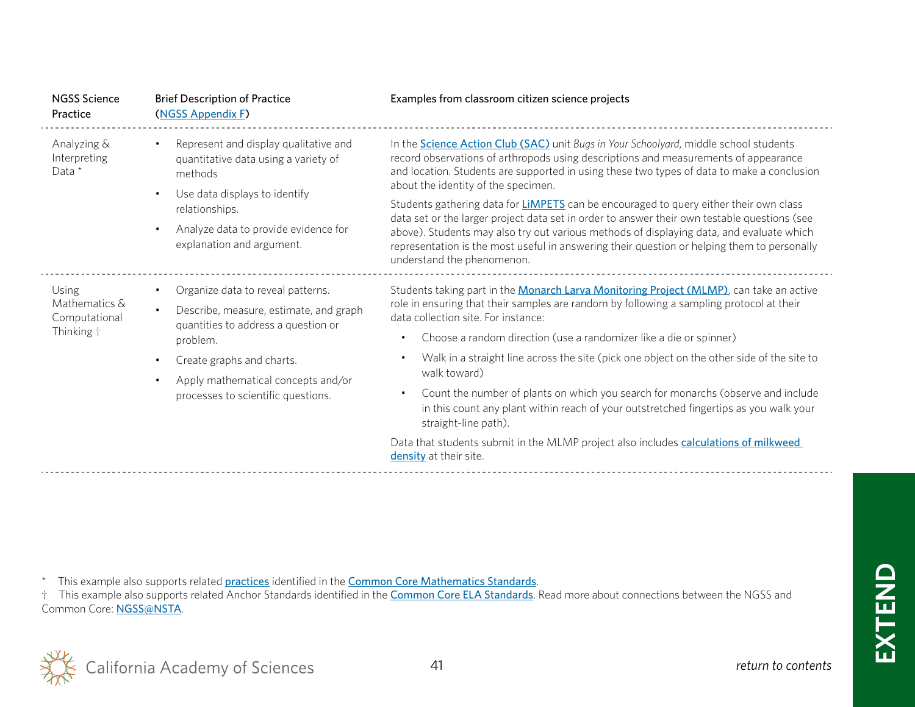| NGSS Science Practice | Brief Description of Practice (NGSS Appendix F) | Examples from classroom citizen science projects |
|---|---|---|
| Analyzing & Interpreting Data * | • Represent and display qualitative and quantitative data using a variety of methods<br>• Use data displays to identify relationships.<br>• Analyze data to provide evidence for explanation and argument. | In the Science Action Club (SAC) unit *Bugs in Your Schoolyard*, middle school students record observations of arthropods using descriptions and measurements of appearance and location. Students are supported in using these two types of data to make a conclusion about the identity of the specimen.<br><br>Students gathering data for LiMPETS can be encouraged to query either their own class data set or the larger project data set in order to answer their own testable questions (see above). Students may also try out various methods of displaying data, and evaluate which representation is the most useful in answering their question or helping them to personally understand the phenomenon. |
| Using Mathematics & Computational Thinking † | • Organize data to reveal patterns.<br>• Describe, measure, estimate, and graph quantities to address a question or problem.<br>• Create graphs and charts.<br>• Apply mathematical concepts and/or processes to scientific questions. | Students taking part in the Monarch Larva Monitoring Project (MLMP), can take an active role in ensuring that their samples are random by following a sampling protocol at their data collection site. For instance:<br>• Choose a random direction (use a randomizer like a die or spinner)<br>• Walk in a straight line across the site (pick one object on the other side of the site to walk toward)<br>• Count the number of plants on which you search for monarchs (observe and include in this count any plant within reach of your outstretched fingertips as you walk your straight-line path).<br><br>Data that students submit in the MLMP project also includes calculations of milkweed density at their site. |

\* This example also supports related practices identified in the Common Core Mathematics Standards.

† This example also supports related Anchor Standards identified in the Common Core ELA Standards. Read more about connections between the NGSS and Common Core: NGSS@NSTA.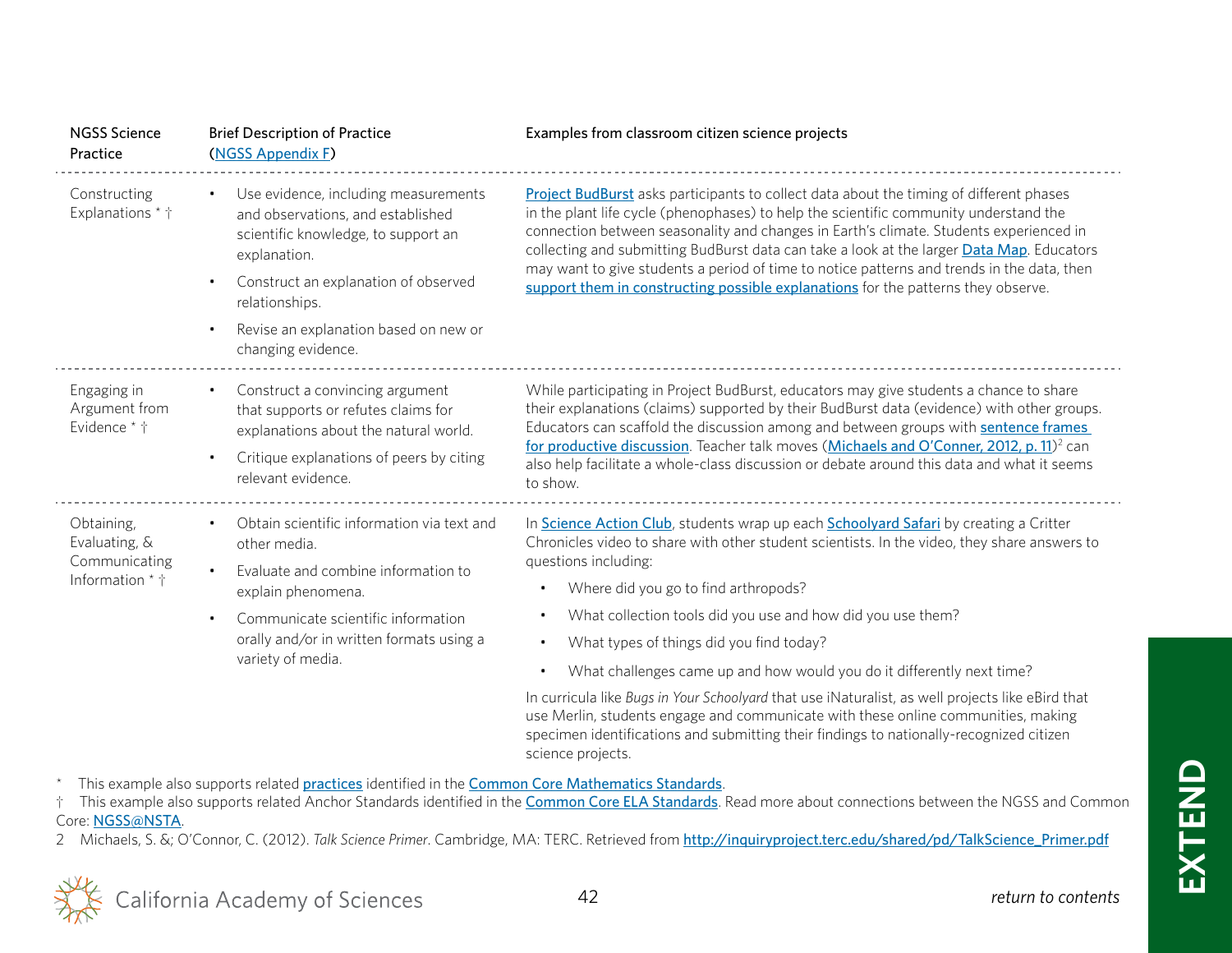| NGSS Science Practice | Brief Description of Practice (NGSS Appendix F) | Examples from classroom citizen science projects |
|---|---|---|
| Constructing Explanations * † | • Use evidence, including measurements and observations, and established scientific knowledge, to support an explanation.<br>• Construct an explanation of observed relationships.<br>• Revise an explanation based on new or changing evidence. | Project BudBurst asks participants to collect data about the timing of different phases in the plant life cycle (phenophases) to help the scientific community understand the connection between seasonality and changes in Earth's climate. Students experienced in collecting and submitting BudBurst data can take a look at the larger Data Map. Educators may want to give students a period of time to notice patterns and trends in the data, then support them in constructing possible explanations for the patterns they observe. |
| Engaging in Argument from Evidence * † | • Construct a convincing argument that supports or refutes claims for explanations about the natural world.<br>• Critique explanations of peers by citing relevant evidence. | While participating in Project BudBurst, educators may give students a chance to share their explanations (claims) supported by their BudBurst data (evidence) with other groups. Educators can scaffold the discussion among and between groups with sentence frames for productive discussion. Teacher talk moves (Michaels and O'Conner, 2012, p. 11)[2] can also help facilitate a whole-class discussion or debate around this data and what it seems to show. |
| Obtaining, Evaluating, & Communicating Information * † | • Obtain scientific information via text and other media.<br>• Evaluate and combine information to explain phenomena.<br>• Communicate scientific information orally and/or in written formats using a variety of media. | In Science Action Club, students wrap up each Schoolyard Safari by creating a Critter Chronicles video to share with other student scientists. In the video, they share answers to questions including:<br>• Where did you go to find arthropods?<br>• What collection tools did you use and how did you use them?<br>• What types of things did you find today?<br>• What challenges came up and how would you do it differently next time?<br><br>In curricula like *Bugs in Your Schoolyard* that use iNaturalist, as well projects like eBird that use Merlin, students engage and communicate with these online communities, making specimen identifications and submitting their findings to nationally-recognized citizen science projects. |

\* This example also supports related practices identified in the Common Core Mathematics Standards.

† This example also supports related Anchor Standards identified in the Common Core ELA Standards. Read more about connections between the NGSS and Common Core: NGSS@NSTA.

2 Michaels, S. &; O'Connor, C. (2012). *Talk Science Primer*. Cambridge, MA: TERC. Retrieved from http://inquiryproject.terc.edu/shared/pd/TalkScience_Primer.pdf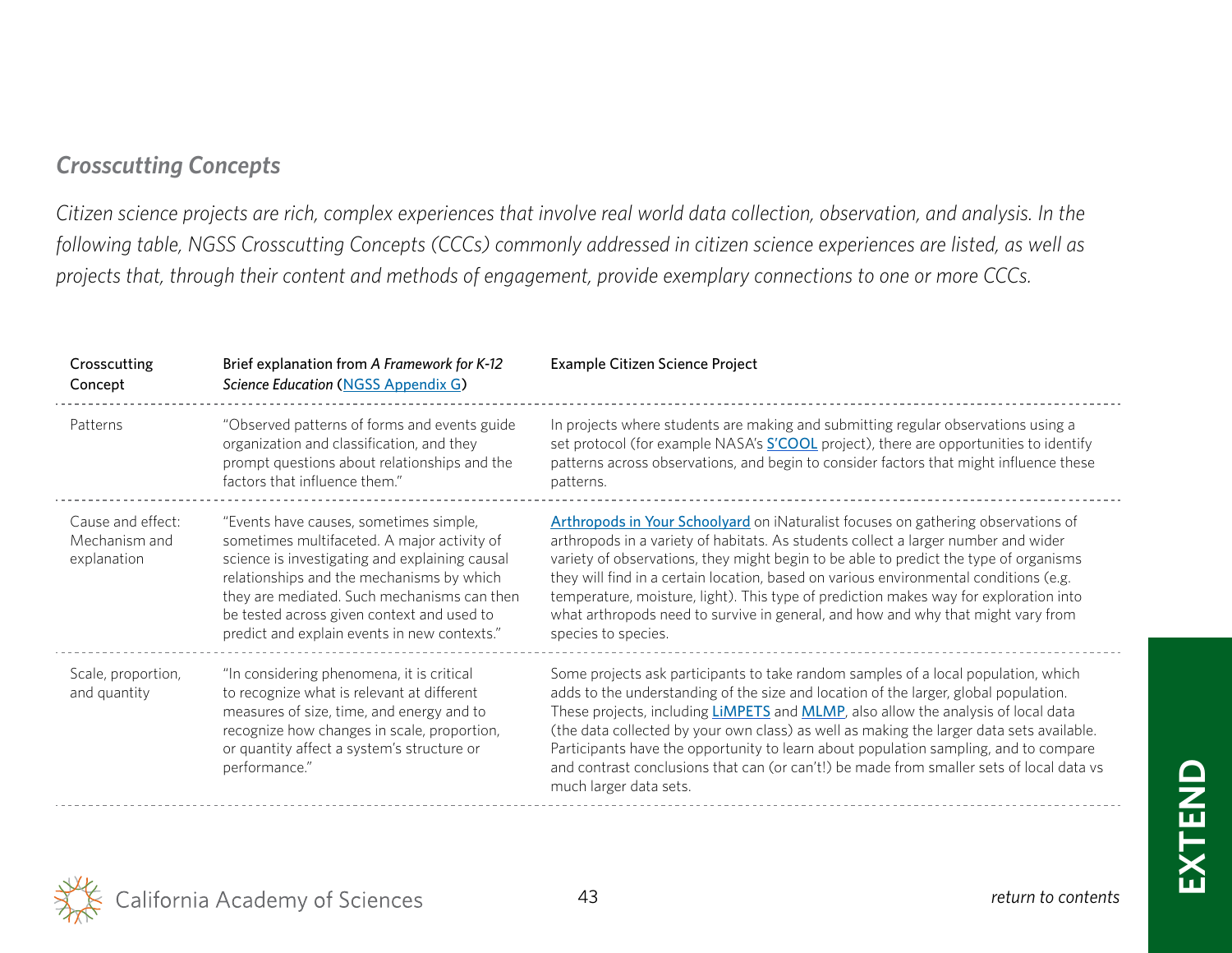### *Crosscutting Concepts*

*Citizen science projects are rich, complex experiences that involve real world data collection, observation, and analysis. In the following table, NGSS Crosscutting Concepts (CCCs) commonly addressed in citizen science experiences are listed, as well as projects that, through their content and methods of engagement, provide exemplary connections to one or more CCCs.*

| Crosscutting Concept | Brief explanation from *A Framework for K-12 Science Education* (NGSS Appendix G) | Example Citizen Science Project |
|---|---|---|
| Patterns | "Observed patterns of forms and events guide organization and classification, and they prompt questions about relationships and the factors that influence them." | In projects where students are making and submitting regular observations using a set protocol (for example NASA's S'COOL project), there are opportunities to identify patterns across observations, and begin to consider factors that might influence these patterns. |
| Cause and effect: Mechanism and explanation | "Events have causes, sometimes simple, sometimes multifaceted. A major activity of science is investigating and explaining causal relationships and the mechanisms by which they are mediated. Such mechanisms can then be tested across given context and used to predict and explain events in new contexts." | Arthropods in Your Schoolyard on iNaturalist focuses on gathering observations of arthropods in a variety of habitats. As students collect a larger number and wider variety of observations, they might begin to be able to predict the type of organisms they will find in a certain location, based on various environmental conditions (e.g. temperature, moisture, light). This type of prediction makes way for exploration into what arthropods need to survive in general, and how and why that might vary from species to species. |
| Scale, proportion, and quantity | "In considering phenomena, it is critical to recognize what is relevant at different measures of size, time, and energy and to recognize how changes in scale, proportion, or quantity affect a system's structure or performance." | Some projects ask participants to take random samples of a local population, which adds to the understanding of the size and location of the larger, global population. These projects, including LiMPETS and MLMP, also allow the analysis of local data (the data collected by your own class) as well as making the larger data sets available. Participants have the opportunity to learn about population sampling, and to compare and contrast conclusions that can (or can't!) be made from smaller sets of local data vs much larger data sets. |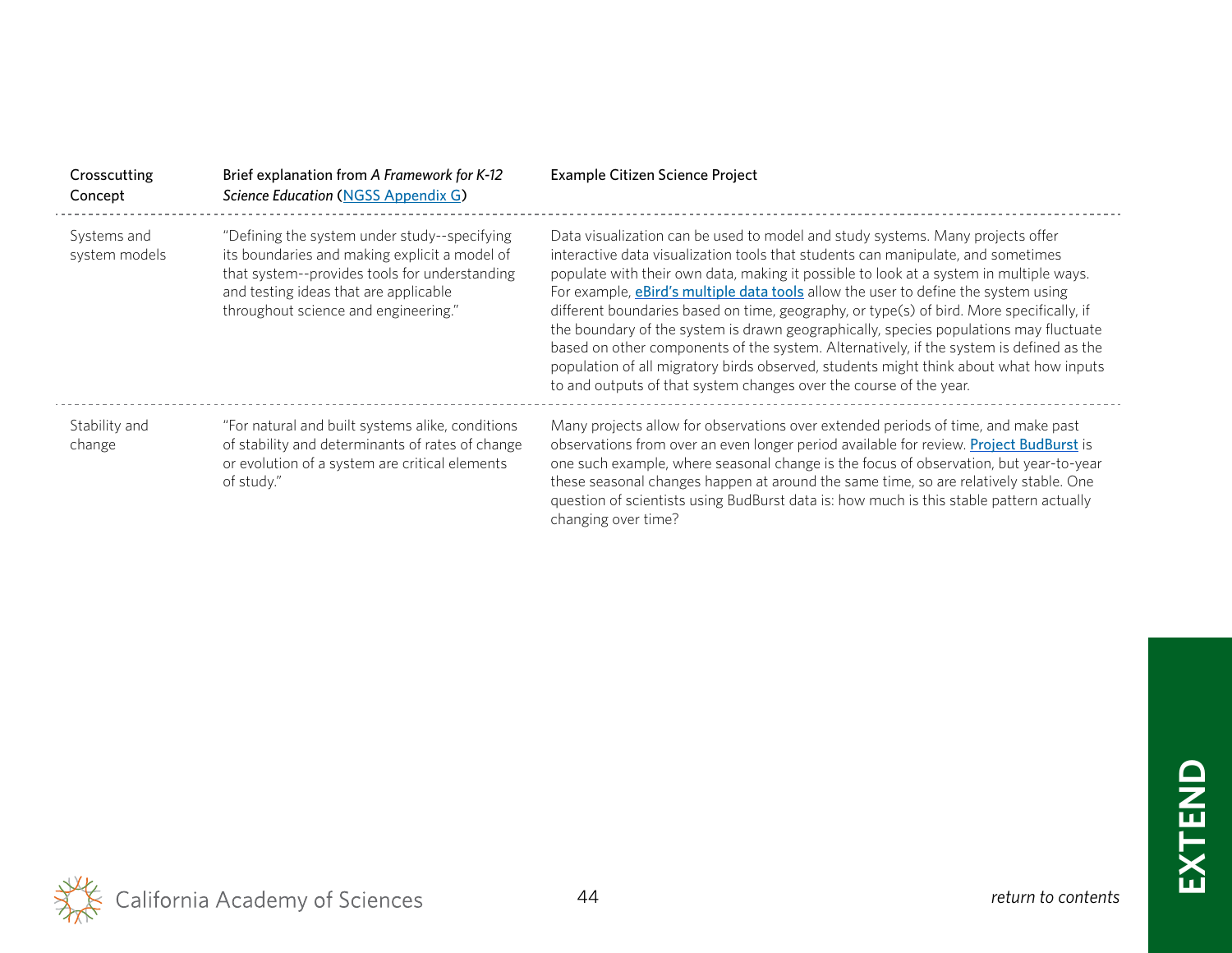| Crosscutting Concept | Brief explanation from *A Framework for K-12 Science Education* (NGSS Appendix G) | Example Citizen Science Project |
|---|---|---|
| Systems and system models | "Defining the system under study--specifying its boundaries and making explicit a model of that system--provides tools for understanding and testing ideas that are applicable throughout science and engineering." | Data visualization can be used to model and study systems. Many projects offer interactive data visualization tools that students can manipulate, and sometimes populate with their own data, making it possible to look at a system in multiple ways. For example, eBird's multiple data tools allow the user to define the system using different boundaries based on time, geography, or type(s) of bird. More specifically, if the boundary of the system is drawn geographically, species populations may fluctuate based on other components of the system. Alternatively, if the system is defined as the population of all migratory birds observed, students might think about what how inputs to and outputs of that system changes over the course of the year. |
| Stability and change | "For natural and built systems alike, conditions of stability and determinants of rates of change or evolution of a system are critical elements of study." | Many projects allow for observations over extended periods of time, and make past observations from over an even longer period available for review. Project BudBurst is one such example, where seasonal change is the focus of observation, but year-to-year these seasonal changes happen at around the same time, so are relatively stable. One question of scientists using BudBurst data is: how much is this stable pattern actually changing over time? |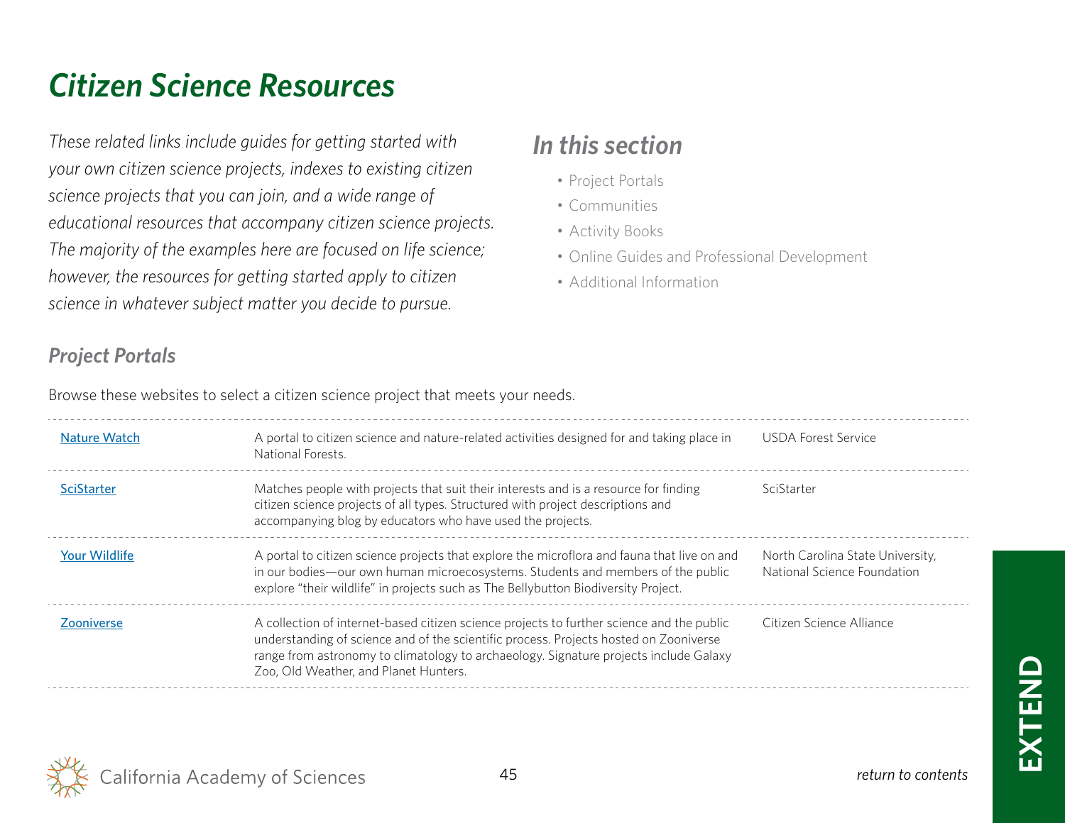# Citizen Science Resources

*These related links include guides for getting started with your own citizen science projects, indexes to existing citizen science projects that you can join, and a wide range of educational resources that accompany citizen science projects. The majority of the examples here are focused on life science; however, the resources for getting started apply to citizen science in whatever subject matter you decide to pursue.*

## In this section

- Project Portals
- Communities
- Activity Books
- Online Guides and Professional Development
- Additional Information

## Project Portals

Browse these websites to select a citizen science project that meets your needs.

| | | |
|---|---|---|
| Nature Watch | A portal to citizen science and nature-related activities designed for and taking place in National Forests. | USDA Forest Service |
| SciStarter | Matches people with projects that suit their interests and is a resource for finding citizen science projects of all types. Structured with project descriptions and accompanying blog by educators who have used the projects. | SciStarter |
| Your Wildlife | A portal to citizen science projects that explore the microflora and fauna that live on and in our bodies—our own human microecosystems. Students and members of the public explore "their wildlife" in projects such as The Bellybutton Biodiversity Project. | North Carolina State University, National Science Foundation |
| Zooniverse | A collection of internet-based citizen science projects to further science and the public understanding of science and of the scientific process. Projects hosted on Zooniverse range from astronomy to climatology to archaeology. Signature projects include Galaxy Zoo, Old Weather, and Planet Hunters. | Citizen Science Alliance |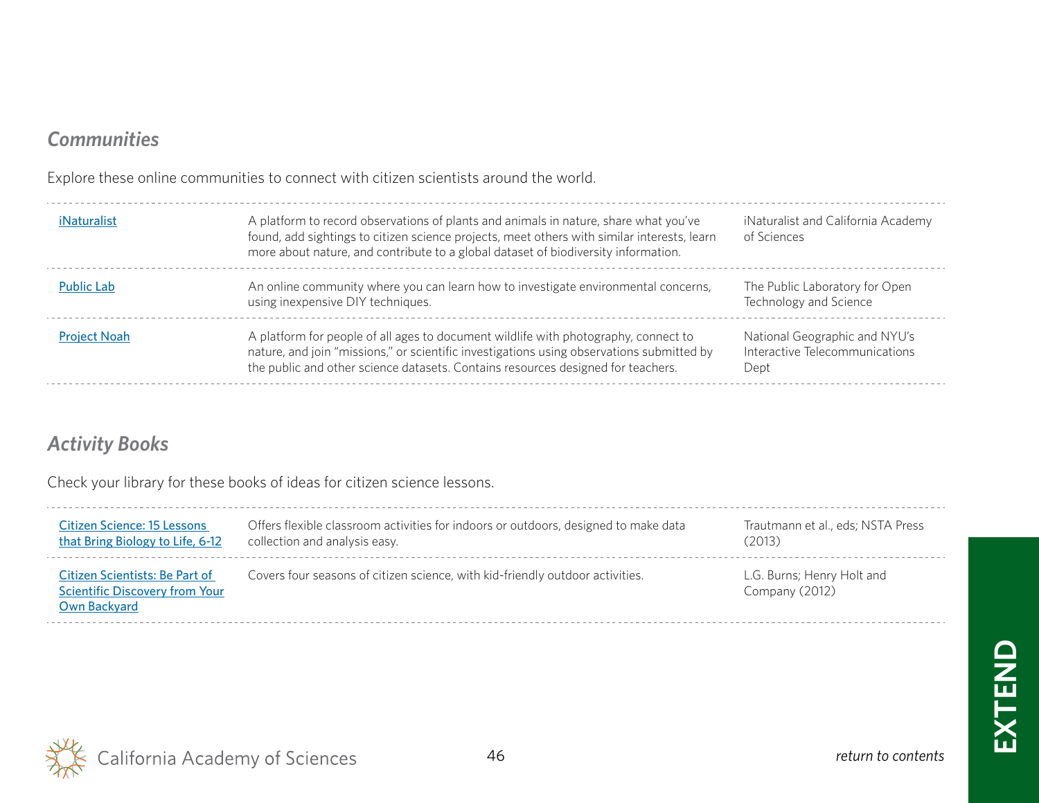## *Communities*

Explore these online communities to connect with citizen scientists around the world.

| | | |
|---|---|---|
| iNaturalist | A platform to record observations of plants and animals in nature, share what you've found, add sightings to citizen science projects, meet others with similar interests, learn more about nature, and contribute to a global dataset of biodiversity information. | iNaturalist and California Academy of Sciences |
| Public Lab | An online community where you can learn how to investigate environmental concerns, using inexpensive DIY techniques. | The Public Laboratory for Open Technology and Science |
| Project Noah | A platform for people of all ages to document wildlife with photography, connect to nature, and join "missions," or scientific investigations using observations submitted by the public and other science datasets. Contains resources designed for teachers. | National Geographic and NYU's Interactive Telecommunications Dept |

## *Activity Books*

Check your library for these books of ideas for citizen science lessons.

| | | |
|---|---|---|
| Citizen Science: 15 Lessons that Bring Biology to Life, 6-12 | Offers flexible classroom activities for indoors or outdoors, designed to make data collection and analysis easy. | Trautmann et al., eds; NSTA Press (2013) |
| Citizen Scientists: Be Part of Scientific Discovery from Your Own Backyard | Covers four seasons of citizen science, with kid-friendly outdoor activities. | L.G. Burns; Henry Holt and Company (2012) |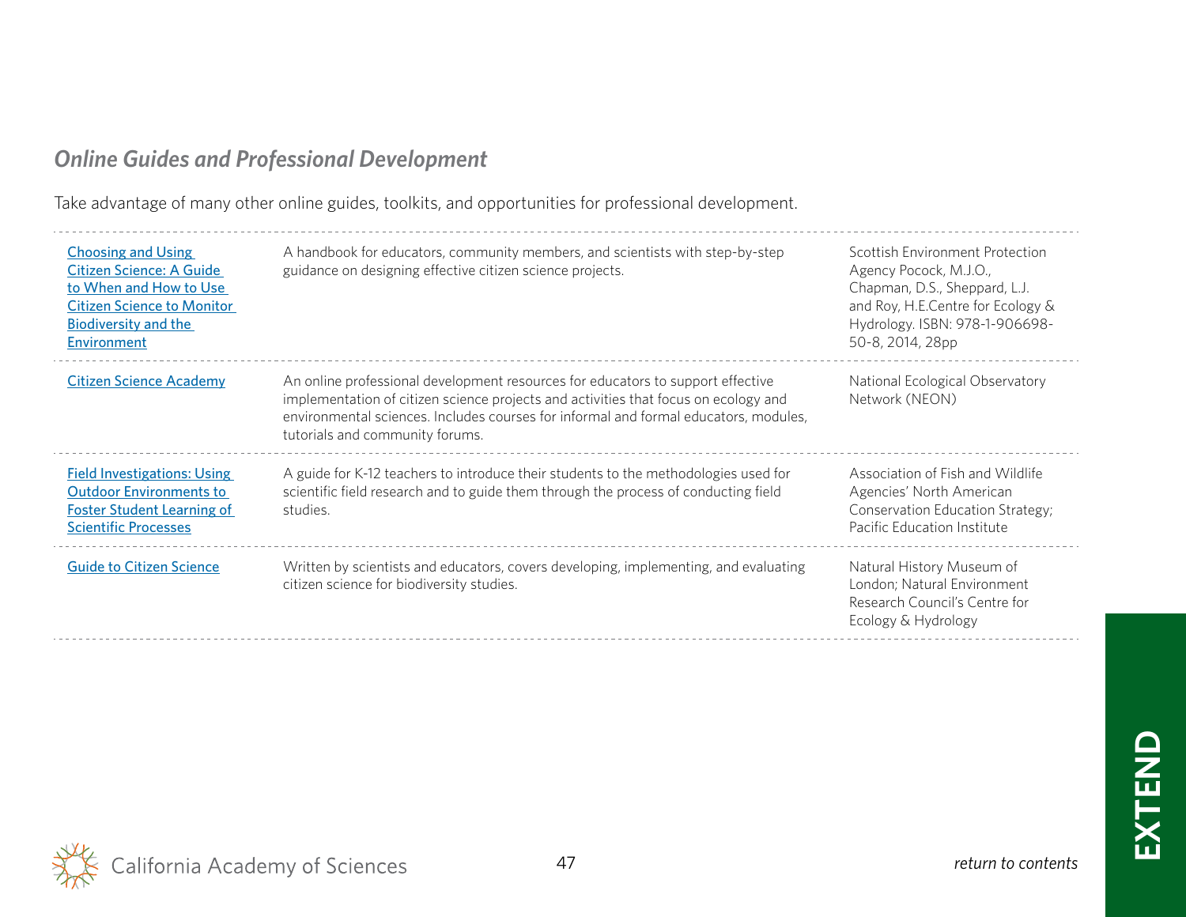## *Online Guides and Professional Development*

Take advantage of many other online guides, toolkits, and opportunities for professional development.

| Resource | Description | Source |
|---|---|---|
| Choosing and Using Citizen Science: A Guide to When and How to Use Citizen Science to Monitor Biodiversity and the Environment | A handbook for educators, community members, and scientists with step-by-step guidance on designing effective citizen science projects. | Scottish Environment Protection Agency Pocock, M.J.O., Chapman, D.S., Sheppard, L.J. and Roy, H.E.Centre for Ecology & Hydrology. ISBN: 978-1-906698-50-8, 2014, 28pp |
| Citizen Science Academy | An online professional development resources for educators to support effective implementation of citizen science projects and activities that focus on ecology and environmental sciences. Includes courses for informal and formal educators, modules, tutorials and community forums. | National Ecological Observatory Network (NEON) |
| Field Investigations: Using Outdoor Environments to Foster Student Learning of Scientific Processes | A guide for K-12 teachers to introduce their students to the methodologies used for scientific field research and to guide them through the process of conducting field studies. | Association of Fish and Wildlife Agencies' North American Conservation Education Strategy; Pacific Education Institute |
| Guide to Citizen Science | Written by scientists and educators, covers developing, implementing, and evaluating citizen science for biodiversity studies. | Natural History Museum of London; Natural Environment Research Council's Centre for Ecology & Hydrology |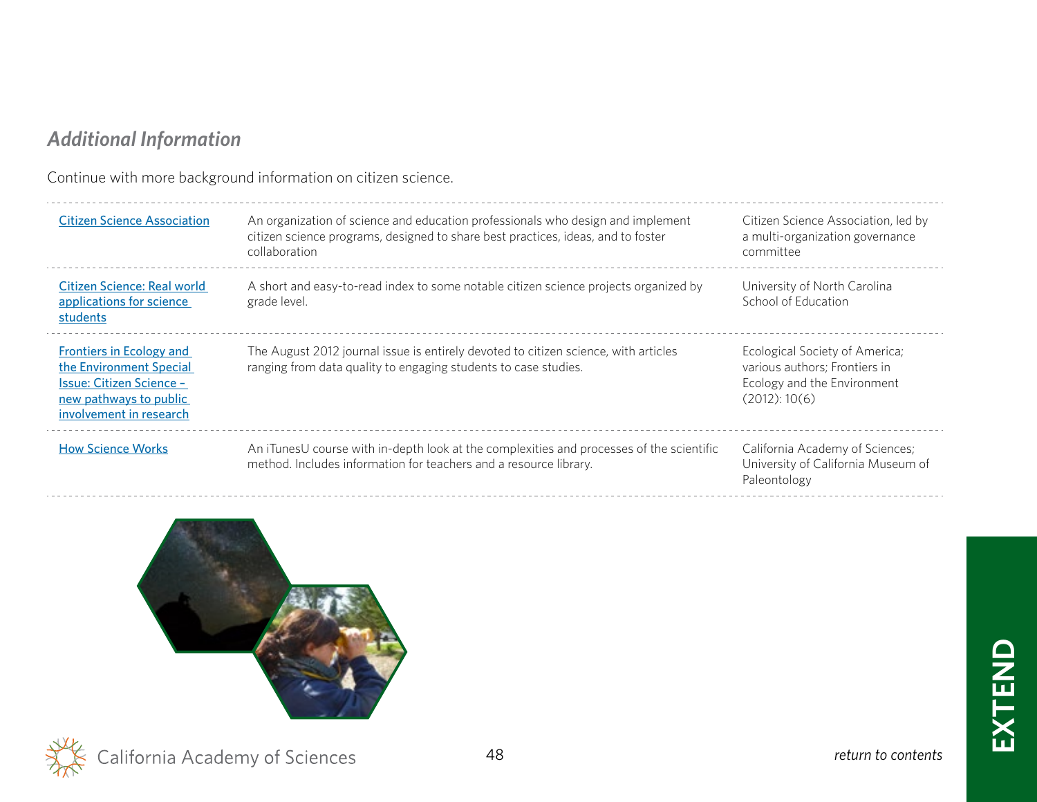## *Additional Information*

Continue with more background information on citizen science.

| Resource | Description | Source |
| --- | --- | --- |
| Citizen Science Association | An organization of science and education professionals who design and implement citizen science programs, designed to share best practices, ideas, and to foster collaboration | Citizen Science Association, led by a multi-organization governance committee |
| Citizen Science: Real world applications for science students | A short and easy-to-read index to some notable citizen science projects organized by grade level. | University of North Carolina School of Education |
| Frontiers in Ecology and the Environment Special Issue: Citizen Science – new pathways to public involvement in research | The August 2012 journal issue is entirely devoted to citizen science, with articles ranging from data quality to engaging students to case studies. | Ecological Society of America; various authors; Frontiers in Ecology and the Environment (2012): 10(6) |
| How Science Works | An iTunesU course with in-depth look at the complexities and processes of the scientific method. Includes information for teachers and a resource library. | California Academy of Sciences; University of California Museum of Paleontology |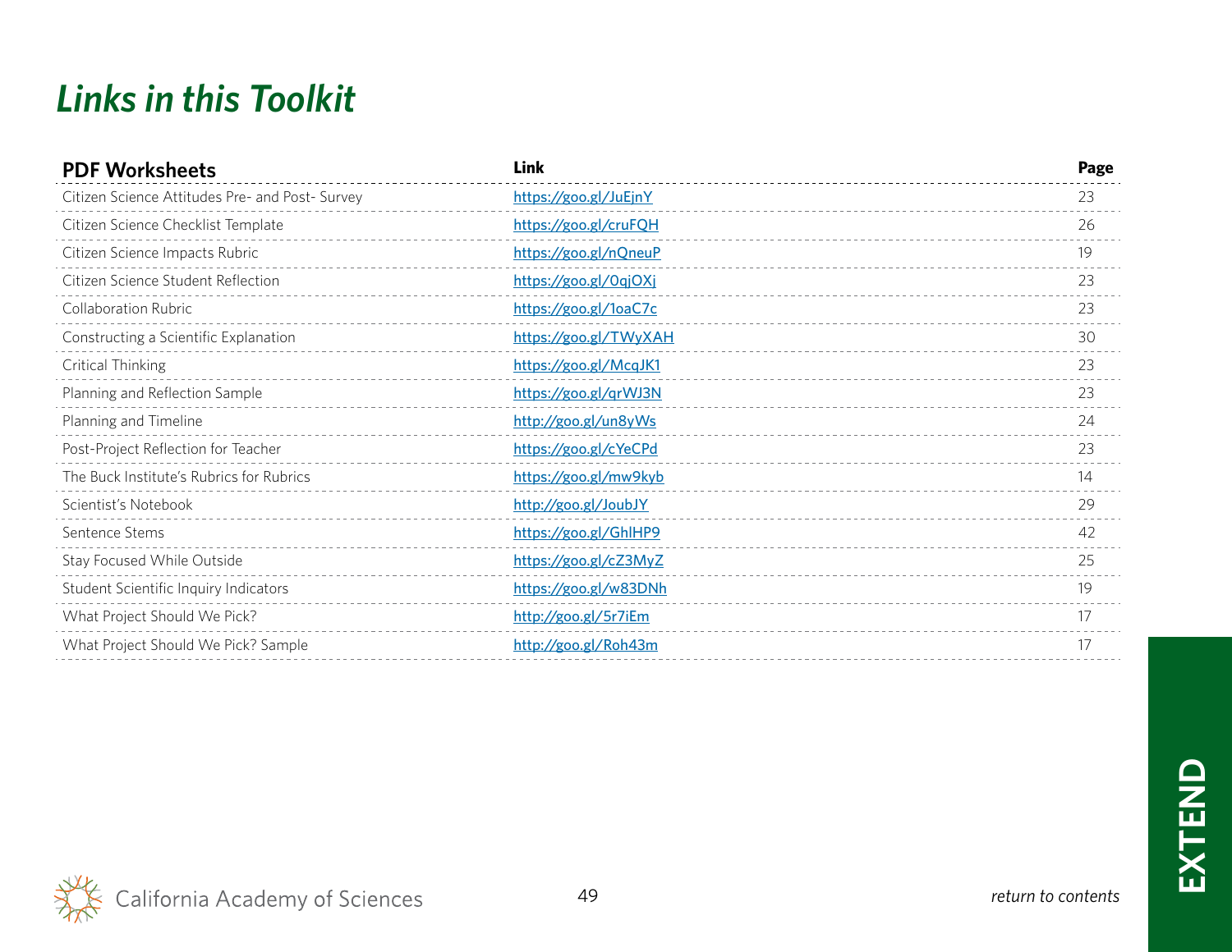# *Links in this Toolkit*

| PDF Worksheets | Link | Page |
| --- | --- | --- |
| Citizen Science Attitudes Pre- and Post- Survey | https://goo.gl/JuEjnY | 23 |
| Citizen Science Checklist Template | https://goo.gl/cruFQH | 26 |
| Citizen Science Impacts Rubric | https://goo.gl/nQneuP | 19 |
| Citizen Science Student Reflection | https://goo.gl/0qjOXj | 23 |
| Collaboration Rubric | https://goo.gl/1oaC7c | 23 |
| Constructing a Scientific Explanation | https://goo.gl/TWyXAH | 30 |
| Critical Thinking | https://goo.gl/McqJK1 | 23 |
| Planning and Reflection Sample | https://goo.gl/qrWJ3N | 23 |
| Planning and Timeline | http://goo.gl/un8yWs | 24 |
| Post-Project Reflection for Teacher | https://goo.gl/cYeCPd | 23 |
| The Buck Institute's Rubrics for Rubrics | https://goo.gl/mw9kyb | 14 |
| Scientist's Notebook | http://goo.gl/JoubJY | 29 |
| Sentence Stems | https://goo.gl/GhlHP9 | 42 |
| Stay Focused While Outside | https://goo.gl/cZ3MyZ | 25 |
| Student Scientific Inquiry Indicators | https://goo.gl/w83DNh | 19 |
| What Project Should We Pick? | http://goo.gl/5r7iEm | 17 |
| What Project Should We Pick? Sample | http://goo.gl/Roh43m | 17 |

*return to contents*

EXTEND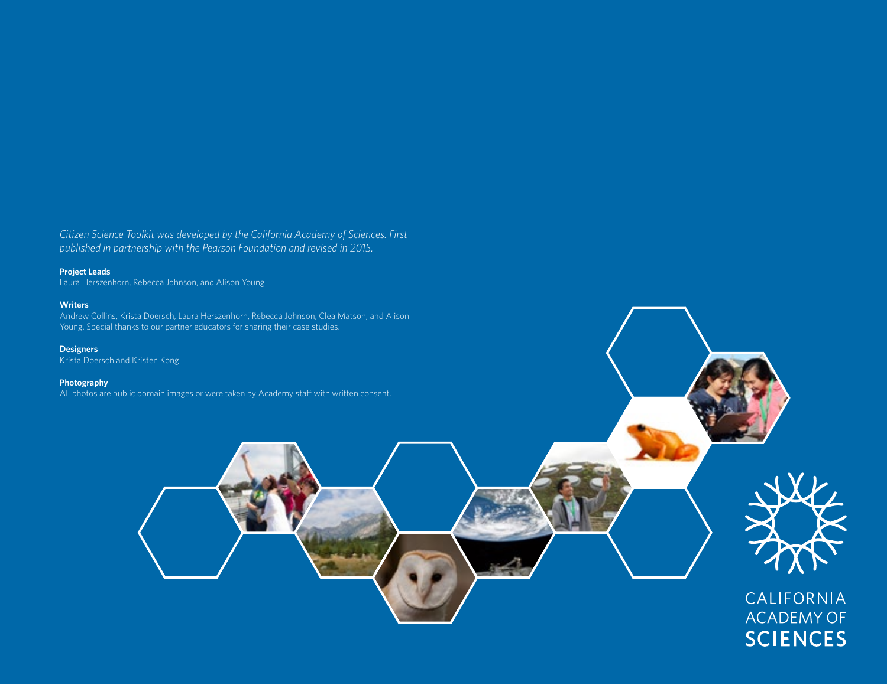*Citizen Science Toolkit was developed by the California Academy of Sciences. First published in partnership with the Pearson Foundation and revised in 2015.*

**Project Leads**
Laura Herszenhorn, Rebecca Johnson, and Alison Young

**Writers**
Andrew Collins, Krista Doersch, Laura Herszenhorn, Rebecca Johnson, Clea Matson, and Alison Young. Special thanks to our partner educators for sharing their case studies.

**Designers**
Krista Doersch and Kristen Kong

**Photography**
All photos are public domain images or were taken by Academy staff with written consent.

CALIFORNIA
ACADEMY OF
SCIENCES